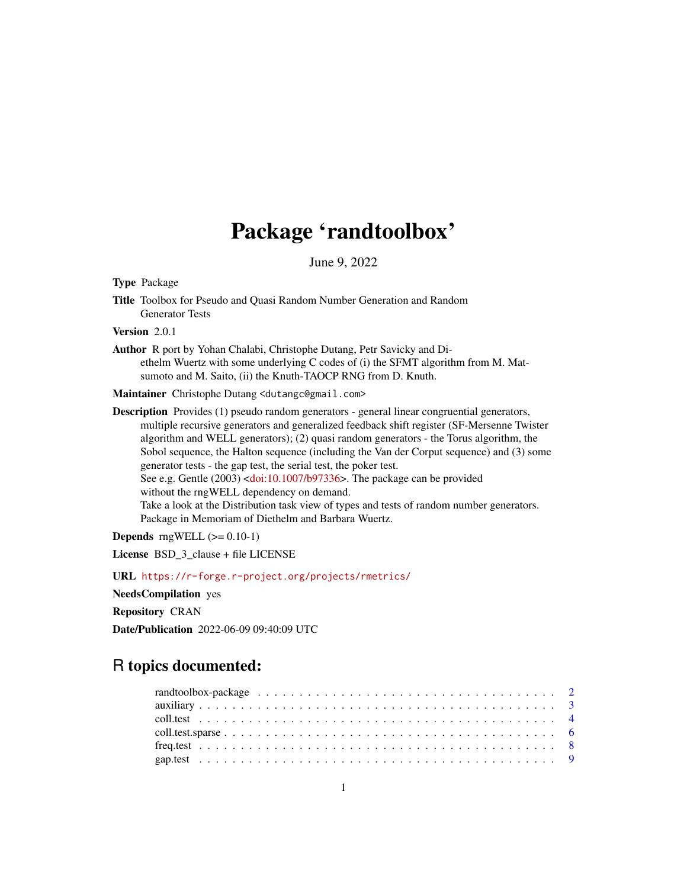# Package 'randtoolbox'

June 9, 2022

**Type** Package

**Title** Toolbox for Pseudo and Quasi Random Number Generation and Random Generator Tests

**Version** 2.0.1

**Author** R port by Yohan Chalabi, Christophe Dutang, Petr Savicky and Diethelm Wuertz with some underlying C codes of (i) the SFMT algorithm from M. Matsumoto and M. Saito, (ii) the Knuth-TAOCP RNG from D. Knuth.

**Maintainer** Christophe Dutang <dutangc@gmail.com>

**Description** Provides (1) pseudo random generators - general linear congruential generators, multiple recursive generators and generalized feedback shift register (SF-Mersenne Twister algorithm and WELL generators); (2) quasi random generators - the Torus algorithm, the Sobol sequence, the Halton sequence (including the Van der Corput sequence) and (3) some generator tests - the gap test, the serial test, the poker test.
See e.g. Gentle (2003) <doi:10.1007/b97336>. The package can be provided without the rngWELL dependency on demand.
Take a look at the Distribution task view of types and tests of random number generators.
Package in Memoriam of Diethelm and Barbara Wuertz.

**Depends** rngWELL (>= 0.10-1)

**License** BSD_3_clause + file LICENSE

**URL** https://r-forge.r-project.org/projects/rmetrics/

**NeedsCompilation** yes

**Repository** CRAN

**Date/Publication** 2022-06-09 09:40:09 UTC

## R topics documented:

| | |
|---|---|
| randtoolbox-package | 2 |
| auxiliary | 3 |
| coll.test | 4 |
| coll.test.sparse | 6 |
| freq.test | 8 |
| gap.test | 9 |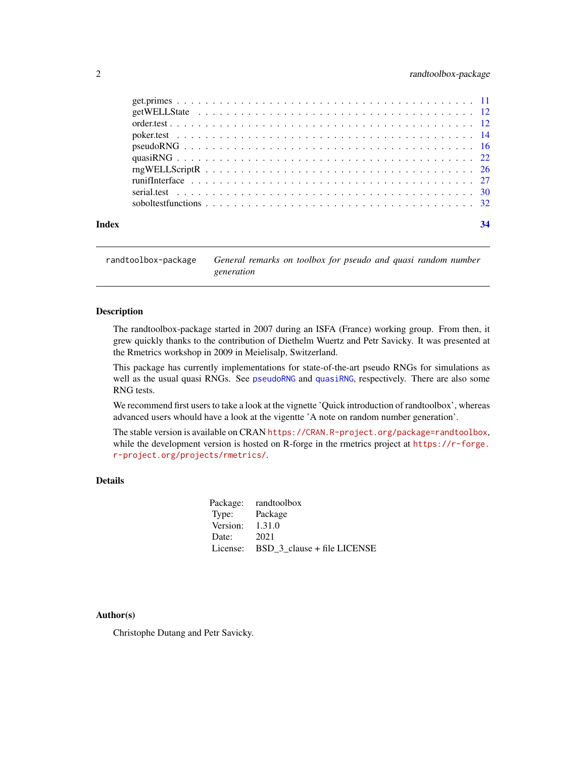get.primes . . . . . . . . . . . . . . . . . . . . . . . . . . . . . . . . . . . . . . . . 11
getWELLState . . . . . . . . . . . . . . . . . . . . . . . . . . . . . . . . . . . . . . . 12
order.test . . . . . . . . . . . . . . . . . . . . . . . . . . . . . . . . . . . . . . . . . 12
poker.test . . . . . . . . . . . . . . . . . . . . . . . . . . . . . . . . . . . . . . . . . 14
pseudoRNG . . . . . . . . . . . . . . . . . . . . . . . . . . . . . . . . . . . . . . . . 16
quasiRNG . . . . . . . . . . . . . . . . . . . . . . . . . . . . . . . . . . . . . . . . . 22
rngWELLScriptR . . . . . . . . . . . . . . . . . . . . . . . . . . . . . . . . . . . . . 26
runifInterface . . . . . . . . . . . . . . . . . . . . . . . . . . . . . . . . . . . . . . . 27
serial.test . . . . . . . . . . . . . . . . . . . . . . . . . . . . . . . . . . . . . . . . . 30
soboltestfunctions . . . . . . . . . . . . . . . . . . . . . . . . . . . . . . . . . . . . . 32

**Index** **34**

---

`randtoolbox-package` *General remarks on toolbox for pseudo and quasi random number generation*

---

## Description

The randtoolbox-package started in 2007 during an ISFA (France) working group. From then, it grew quickly thanks to the contribution of Diethelm Wuertz and Petr Savicky. It was presented at the Rmetrics workshop in 2009 in Meielisalp, Switzerland.

This package has currently implementations for state-of-the-art pseudo RNGs for simulations as well as the usual quasi RNGs. See `pseudoRNG` and `quasiRNG`, respectively. There are also some RNG tests.

We recommend first users to take a look at the vignette 'Quick introduction of randtoolbox', whereas advanced users whould have a look at the vigentte 'A note on random number generation'.

The stable version is available on CRAN `https://CRAN.R-project.org/package=randtoolbox`, while the development version is hosted on R-forge in the rmetrics project at `https://r-forge.r-project.org/projects/rmetrics/`.

## Details

| | |
|---|---|
| Package: | randtoolbox |
| Type: | Package |
| Version: | 1.31.0 |
| Date: | 2021 |
| License: | BSD_3_clause + file LICENSE |

## Author(s)

Christophe Dutang and Petr Savicky.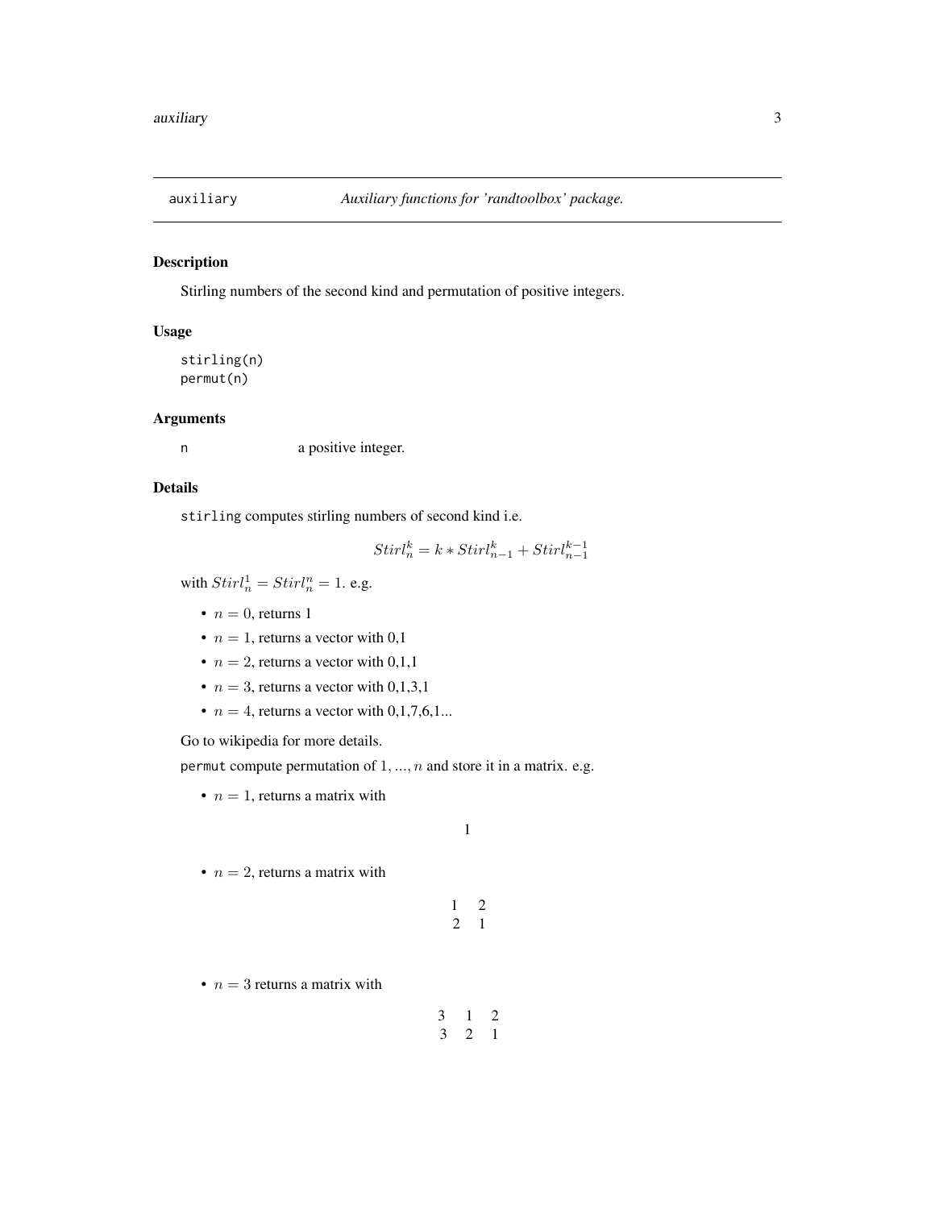auxiliary *Auxiliary functions for 'randtoolbox' package.*

## Description

Stirling numbers of the second kind and permutation of positive integers.

## Usage

```
stirling(n)
permut(n)
```

## Arguments

n a positive integer.

## Details

`stirling` computes stirling numbers of second kind i.e.

$$Stirl_n^k = k * Stirl_{n-1}^k + Stirl_{n-1}^{k-1}$$

with $Stirl_n^1 = Stirl_n^n = 1$. e.g.

- $n = 0$, returns 1
- $n = 1$, returns a vector with 0,1
- $n = 2$, returns a vector with 0,1,1
- $n = 3$, returns a vector with 0,1,3,1
- $n = 4$, returns a vector with 0,1,7,6,1...

Go to wikipedia for more details.

`permut` compute permutation of $1, ..., n$ and store it in a matrix. e.g.

- $n = 1$, returns a matrix with

$$1$$

- $n = 2$, returns a matrix with

$$\begin{matrix} 1 & 2 \\ 2 & 1 \end{matrix}$$

- $n = 3$ returns a matrix with

$$\begin{matrix} 3 & 1 & 2 \\ 3 & 2 & 1 \end{matrix}$$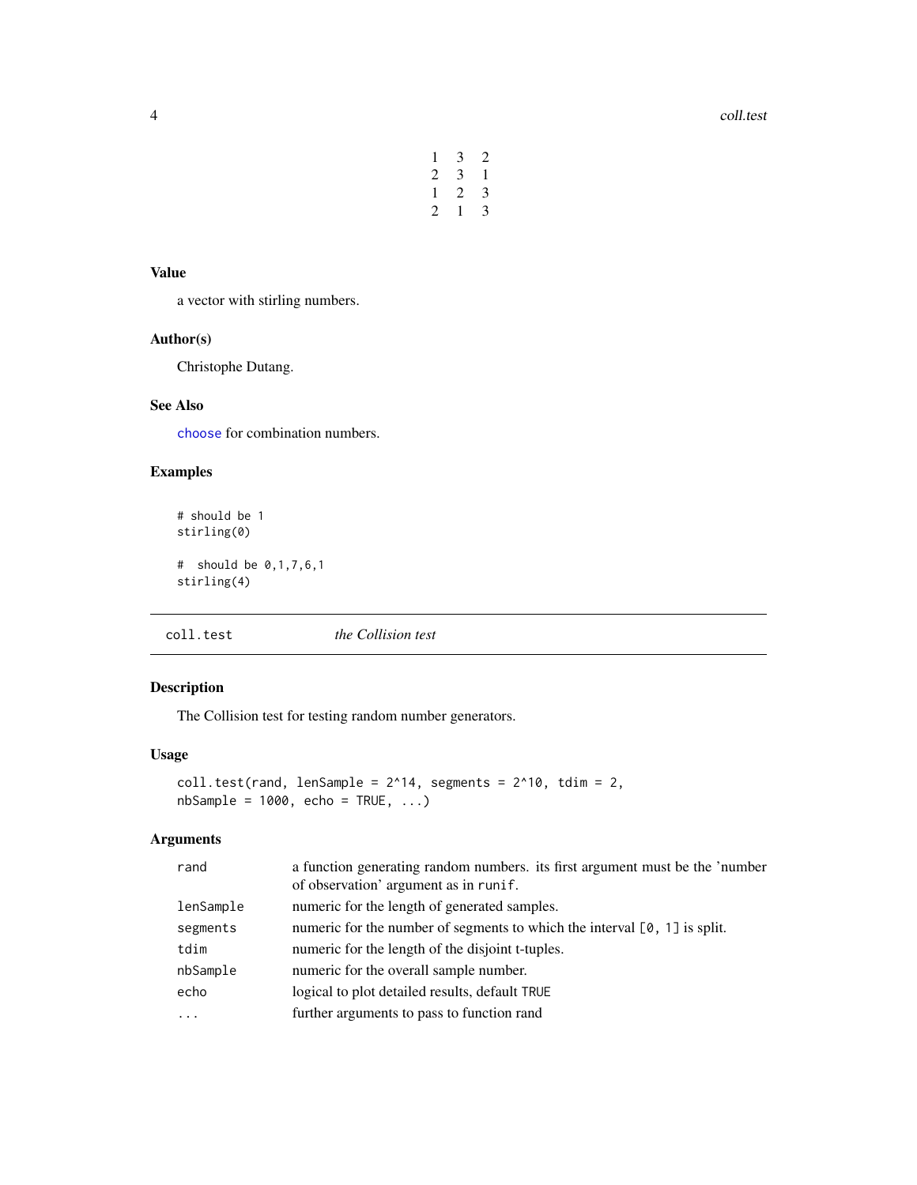| | | |
|---|---|---|
| 1 | 3 | 2 |
| 2 | 3 | 1 |
| 1 | 2 | 3 |
| 2 | 1 | 3 |

### Value

a vector with stirling numbers.

### Author(s)

Christophe Dutang.

### See Also

`choose` for combination numbers.

### Examples

```
# should be 1
stirling(0)

#  should be 0,1,7,6,1
stirling(4)
```

---

## coll.test    *the Collision test*

---

### Description

The Collision test for testing random number generators.

### Usage

```
coll.test(rand, lenSample = 2^14, segments = 2^10, tdim = 2,
nbSample = 1000, echo = TRUE, ...)
```

### Arguments

| | |
|---|---|
| `rand` | a function generating random numbers. its first argument must be the 'number of observation' argument as in `runif`. |
| `lenSample` | numeric for the length of generated samples. |
| `segments` | numeric for the number of segments to which the interval `[0, 1]` is split. |
| `tdim` | numeric for the length of the disjoint t-tuples. |
| `nbSample` | numeric for the overall sample number. |
| `echo` | logical to plot detailed results, default `TRUE` |
| `...` | further arguments to pass to function rand |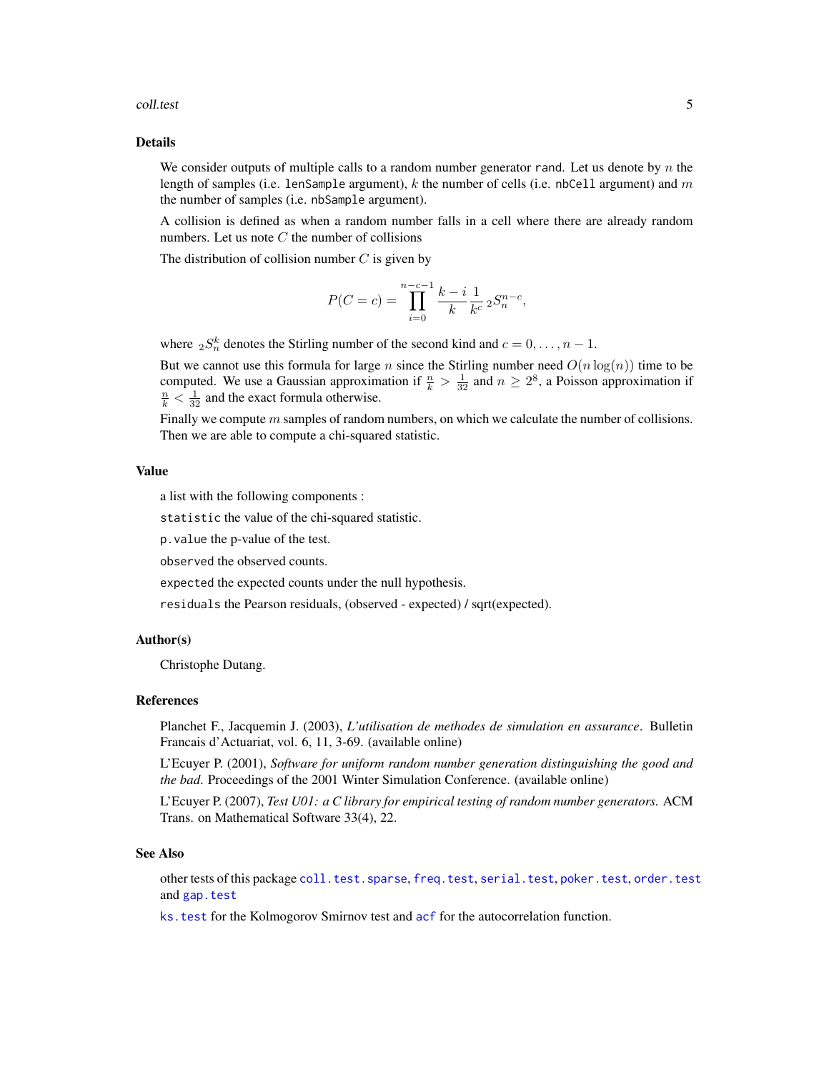## Details

We consider outputs of multiple calls to a random number generator `rand`. Let us denote by $n$ the length of samples (i.e. `lenSample` argument), $k$ the number of cells (i.e. `nbCell` argument) and $m$ the number of samples (i.e. `nbSample` argument).

A collision is defined as when a random number falls in a cell where there are already random numbers. Let us note $C$ the number of collisions

The distribution of collision number $C$ is given by

$$P(C = c) = \prod_{i=0}^{n-c-1} \frac{k-i}{k} \frac{1}{k^c} \, {}_2S_n^{n-c},$$

where ${}_2S_n^k$ denotes the Stirling number of the second kind and $c = 0, \ldots, n-1$.

But we cannot use this formula for large $n$ since the Stirling number need $O(n \log(n))$ time to be computed. We use a Gaussian approximation if $\frac{n}{k} > \frac{1}{32}$ and $n \geq 2^8$, a Poisson approximation if $\frac{n}{k} < \frac{1}{32}$ and the exact formula otherwise.

Finally we compute $m$ samples of random numbers, on which we calculate the number of collisions. Then we are able to compute a chi-squared statistic.

## Value

a list with the following components :

`statistic` the value of the chi-squared statistic.

`p.value` the p-value of the test.

`observed` the observed counts.

`expected` the expected counts under the null hypothesis.

`residuals` the Pearson residuals, (observed - expected) / sqrt(expected).

## Author(s)

Christophe Dutang.

## References

Planchet F., Jacquemin J. (2003), *L'utilisation de methodes de simulation en assurance*. Bulletin Francais d'Actuariat, vol. 6, 11, 3-69. (available online)

L'Ecuyer P. (2001), *Software for uniform random number generation distinguishing the good and the bad*. Proceedings of the 2001 Winter Simulation Conference. (available online)

L'Ecuyer P. (2007), *Test U01: a C library for empirical testing of random number generators.* ACM Trans. on Mathematical Software 33(4), 22.

## See Also

other tests of this package `coll.test.sparse`, `freq.test`, `serial.test`, `poker.test`, `order.test` and `gap.test`

`ks.test` for the Kolmogorov Smirnov test and `acf` for the autocorrelation function.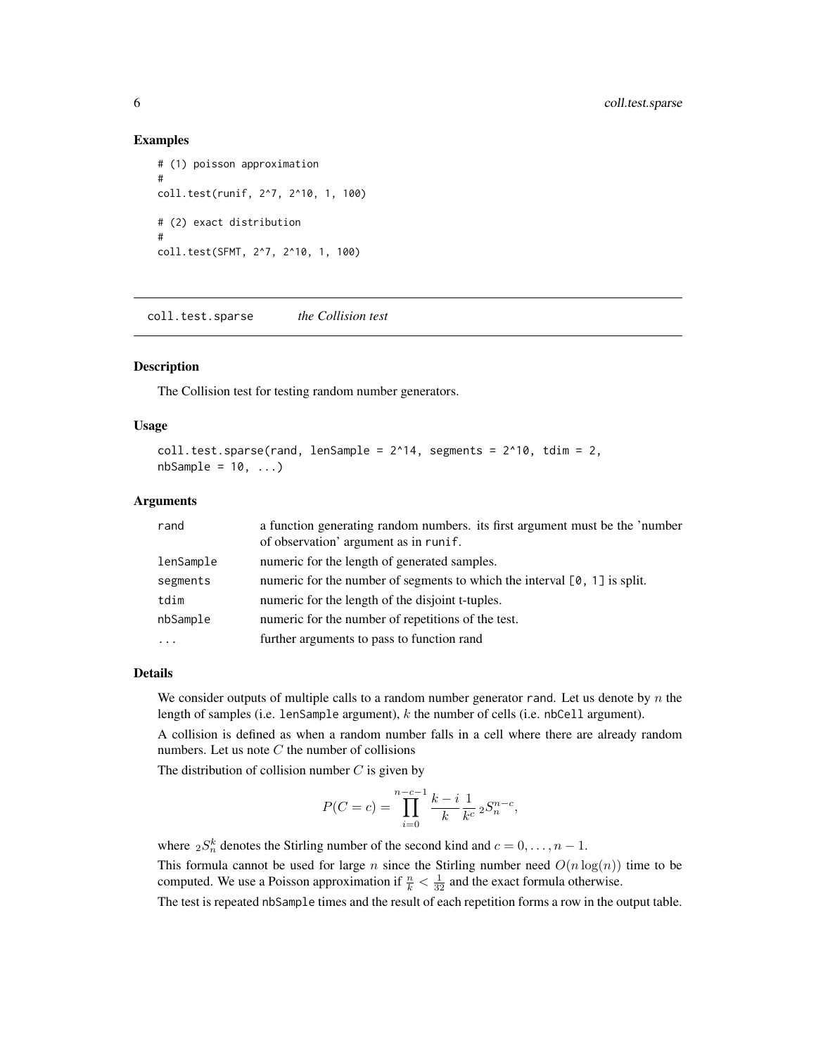## Examples

```
# (1) poisson approximation
#
coll.test(runif, 2^7, 2^10, 1, 100)

# (2) exact distribution
#
coll.test(SFMT, 2^7, 2^10, 1, 100)
```

---

# coll.test.sparse *the Collision test*

---

## Description

The Collision test for testing random number generators.

## Usage

```
coll.test.sparse(rand, lenSample = 2^14, segments = 2^10, tdim = 2,
nbSample = 10, ...)
```

## Arguments

| | |
|---|---|
| rand | a function generating random numbers. its first argument must be the 'number of observation' argument as in runif. |
| lenSample | numeric for the length of generated samples. |
| segments | numeric for the number of segments to which the interval [0, 1] is split. |
| tdim | numeric for the length of the disjoint t-tuples. |
| nbSample | numeric for the number of repetitions of the test. |
| ... | further arguments to pass to function rand |

## Details

We consider outputs of multiple calls to a random number generator rand. Let us denote by $n$ the length of samples (i.e. lenSample argument), $k$ the number of cells (i.e. nbCell argument).

A collision is defined as when a random number falls in a cell where there are already random numbers. Let us note $C$ the number of collisions

The distribution of collision number $C$ is given by

$$P(C = c) = \prod_{i=0}^{n-c-1} \frac{k-i}{k} \frac{1}{k^c} \, {}_2S_n^{n-c},$$

where ${}_2S_n^k$ denotes the Stirling number of the second kind and $c = 0, \ldots, n-1$.

This formula cannot be used for large $n$ since the Stirling number need $O(n \log(n))$ time to be computed. We use a Poisson approximation if $\frac{n}{k} < \frac{1}{32}$ and the exact formula otherwise.

The test is repeated nbSample times and the result of each repetition forms a row in the output table.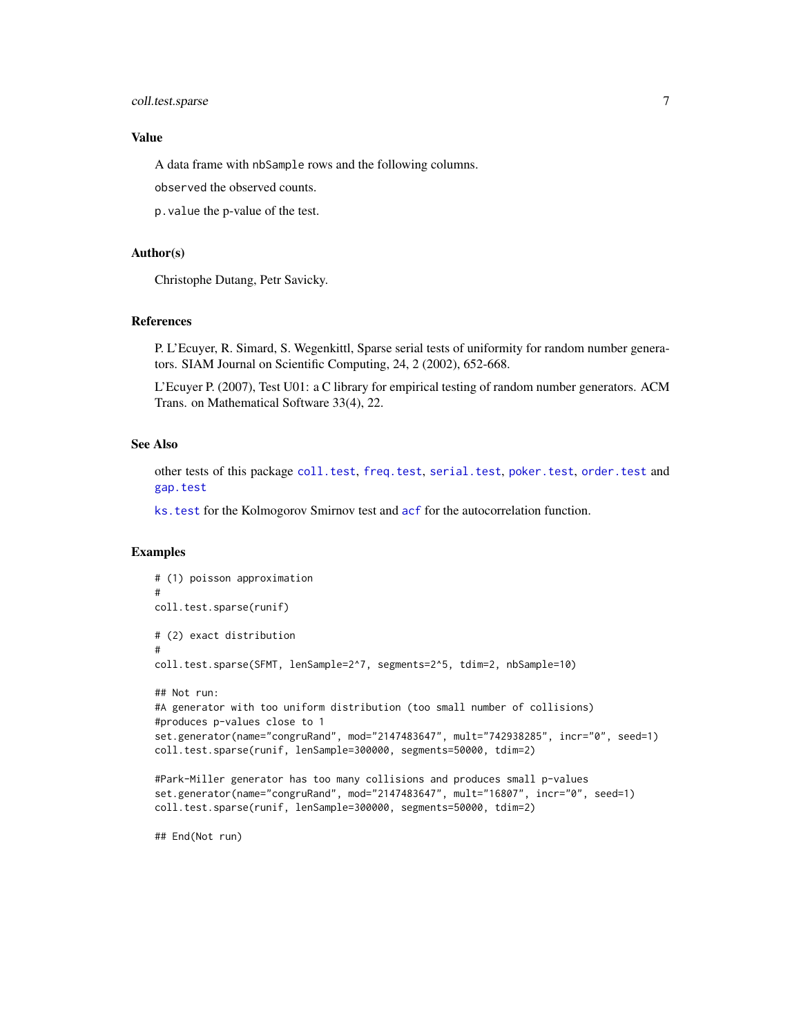### Value

A data frame with `nbSample` rows and the following columns.

`observed` the observed counts.

`p.value` the p-value of the test.

### Author(s)

Christophe Dutang, Petr Savicky.

### References

P. L'Ecuyer, R. Simard, S. Wegenkittl, Sparse serial tests of uniformity for random number generators. SIAM Journal on Scientific Computing, 24, 2 (2002), 652-668.

L'Ecuyer P. (2007), Test U01: a C library for empirical testing of random number generators. ACM Trans. on Mathematical Software 33(4), 22.

### See Also

other tests of this package `coll.test`, `freq.test`, `serial.test`, `poker.test`, `order.test` and `gap.test`

`ks.test` for the Kolmogorov Smirnov test and `acf` for the autocorrelation function.

### Examples

```
# (1) poisson approximation
#
coll.test.sparse(runif)

# (2) exact distribution
#
coll.test.sparse(SFMT, lenSample=2^7, segments=2^5, tdim=2, nbSample=10)

## Not run:
#A generator with too uniform distribution (too small number of collisions)
#produces p-values close to 1
set.generator(name="congruRand", mod="2147483647", mult="742938285", incr="0", seed=1)
coll.test.sparse(runif, lenSample=300000, segments=50000, tdim=2)

#Park-Miller generator has too many collisions and produces small p-values
set.generator(name="congruRand", mod="2147483647", mult="16807", incr="0", seed=1)
coll.test.sparse(runif, lenSample=300000, segments=50000, tdim=2)

## End(Not run)
```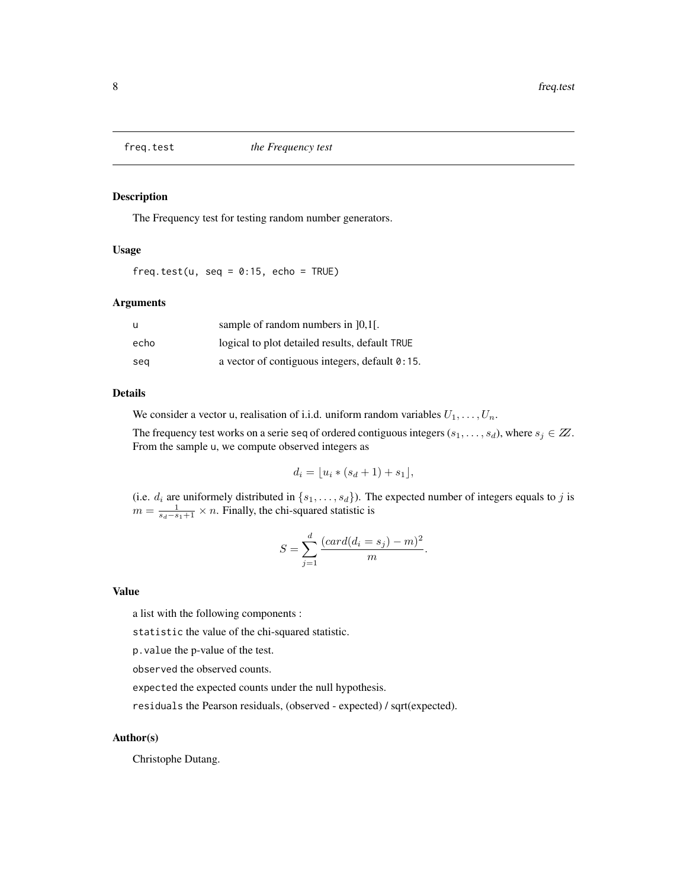freq.test *the Frequency test*

## Description

The Frequency test for testing random number generators.

## Usage

```
freq.test(u, seq = 0:15, echo = TRUE)
```

## Arguments

| | |
|---|---|
| u | sample of random numbers in ]0,1[. |
| echo | logical to plot detailed results, default TRUE |
| seq | a vector of contiguous integers, default 0:15. |

## Details

We consider a vector u, realisation of i.i.d. uniform random variables $U_1, \dots, U_n$.

The frequency test works on a serie seq of ordered contiguous integers $(s_1, \dots, s_d)$, where $s_j \in \mathbb{Z}$. From the sample u, we compute observed integers as

$$d_i = \lfloor u_i * (s_d + 1) + s_1 \rfloor,$$

(i.e. $d_i$ are uniformely distributed in $\{s_1, \dots, s_d\}$). The expected number of integers equals to $j$ is $m = \frac{1}{s_d - s_1 + 1} \times n$. Finally, the chi-squared statistic is

$$S = \sum_{j=1}^{d} \frac{(card(d_i = s_j) - m)^2}{m}.$$

## Value

a list with the following components :

statistic the value of the chi-squared statistic.

p.value the p-value of the test.

observed the observed counts.

expected the expected counts under the null hypothesis.

residuals the Pearson residuals, (observed - expected) / sqrt(expected).

## Author(s)

Christophe Dutang.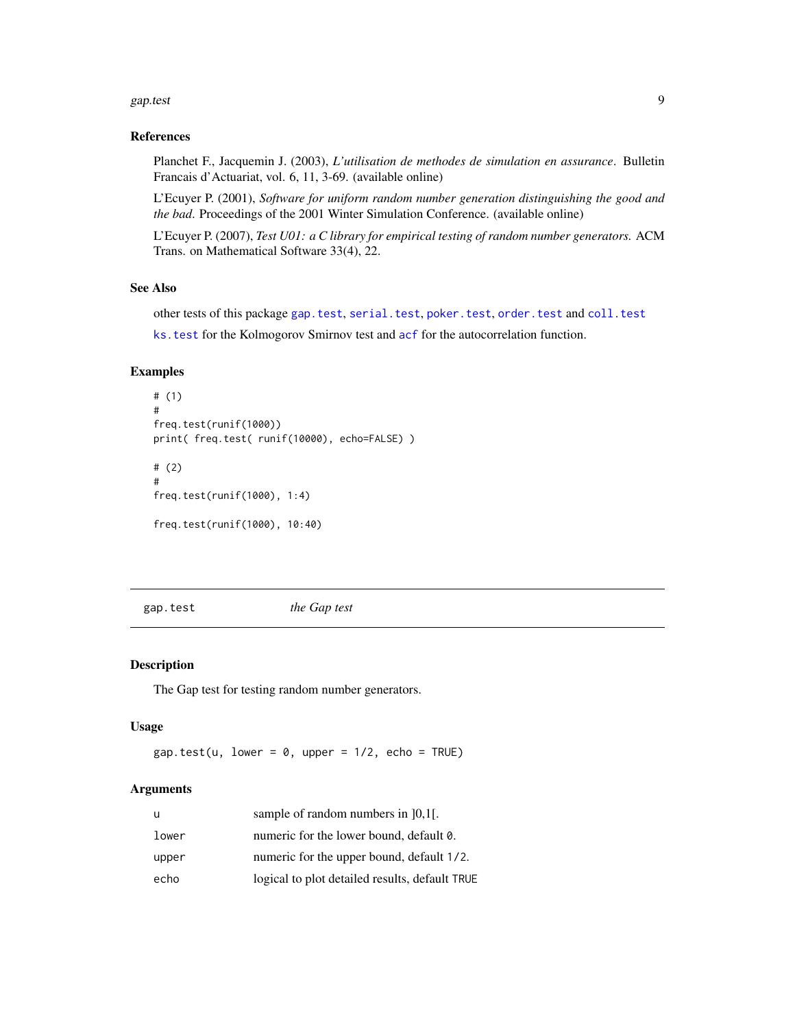### References

Planchet F., Jacquemin J. (2003), *L'utilisation de methodes de simulation en assurance*. Bulletin Francais d'Actuariat, vol. 6, 11, 3-69. (available online)

L'Ecuyer P. (2001), *Software for uniform random number generation distinguishing the good and the bad*. Proceedings of the 2001 Winter Simulation Conference. (available online)

L'Ecuyer P. (2007), *Test U01: a C library for empirical testing of random number generators.* ACM Trans. on Mathematical Software 33(4), 22.

### See Also

other tests of this package `gap.test`, `serial.test`, `poker.test`, `order.test` and `coll.test`

`ks.test` for the Kolmogorov Smirnov test and `acf` for the autocorrelation function.

### Examples

```
# (1)
#
freq.test(runif(1000))
print( freq.test( runif(10000), echo=FALSE) )

# (2)
#
freq.test(runif(1000), 1:4)

freq.test(runif(1000), 10:40)
```

---

## gap.test — *the Gap test*

### Description

The Gap test for testing random number generators.

### Usage

```
gap.test(u, lower = 0, upper = 1/2, echo = TRUE)
```

### Arguments

| | |
|---|---|
| `u` | sample of random numbers in ]0,1[. |
| `lower` | numeric for the lower bound, default `0`. |
| `upper` | numeric for the upper bound, default `1/2`. |
| `echo` | logical to plot detailed results, default `TRUE` |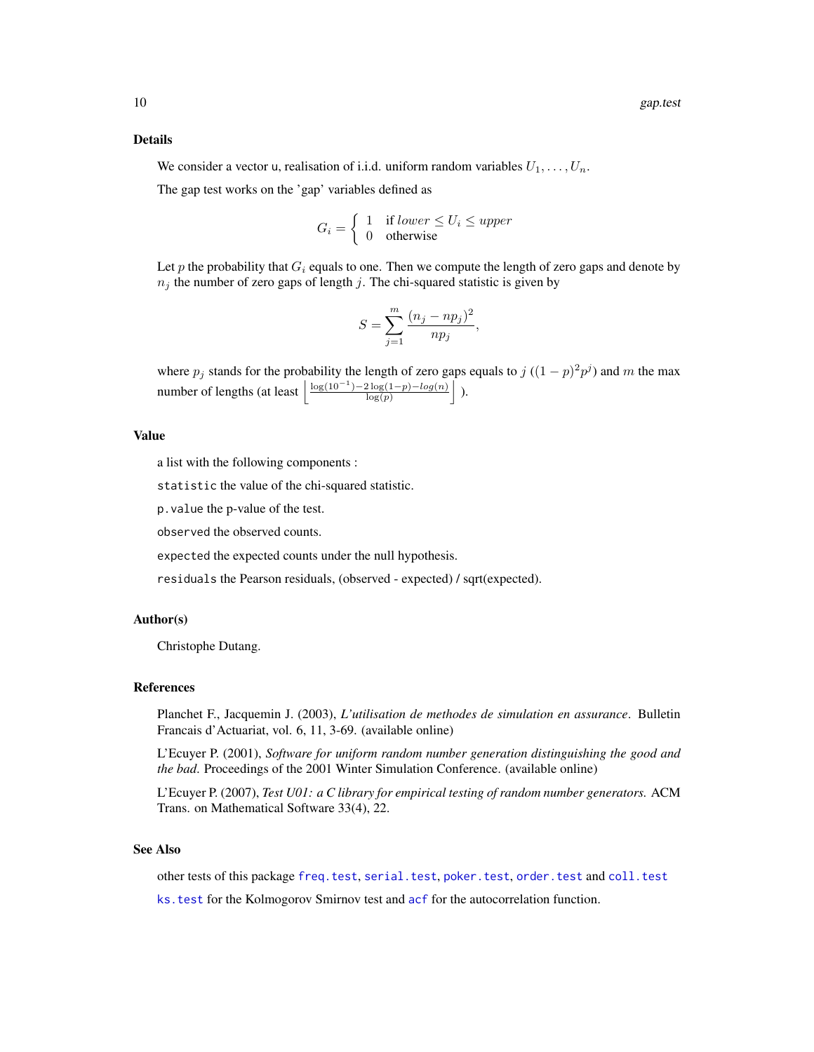## Details

We consider a vector u, realisation of i.i.d. uniform random variables $U_1, \dots, U_n$.

The gap test works on the 'gap' variables defined as

$$G_i = \begin{cases} 1 & \text{if } lower \leq U_i \leq upper \\ 0 & \text{otherwise} \end{cases}$$

Let $p$ the probability that $G_i$ equals to one. Then we compute the length of zero gaps and denote by $n_j$ the number of zero gaps of length $j$. The chi-squared statistic is given by

$$S = \sum_{j=1}^{m} \frac{(n_j - np_j)^2}{np_j},$$

where $p_j$ stands for the probability the length of zero gaps equals to $j$ ($(1-p)^2 p^j$) and $m$ the max number of lengths (at least $\left\lfloor \frac{\log(10^{-1}) - 2\log(1-p) - log(n)}{\log(p)} \right\rfloor$ ).

## Value

a list with the following components :

`statistic` the value of the chi-squared statistic.

`p.value` the p-value of the test.

`observed` the observed counts.

`expected` the expected counts under the null hypothesis.

`residuals` the Pearson residuals, (observed - expected) / sqrt(expected).

## Author(s)

Christophe Dutang.

## References

Planchet F., Jacquemin J. (2003), *L'utilisation de methodes de simulation en assurance*. Bulletin Francais d'Actuariat, vol. 6, 11, 3-69. (available online)

L'Ecuyer P. (2001), *Software for uniform random number generation distinguishing the good and the bad*. Proceedings of the 2001 Winter Simulation Conference. (available online)

L'Ecuyer P. (2007), *Test U01: a C library for empirical testing of random number generators.* ACM Trans. on Mathematical Software 33(4), 22.

## See Also

other tests of this package `freq.test`, `serial.test`, `poker.test`, `order.test` and `coll.test`

`ks.test` for the Kolmogorov Smirnov test and `acf` for the autocorrelation function.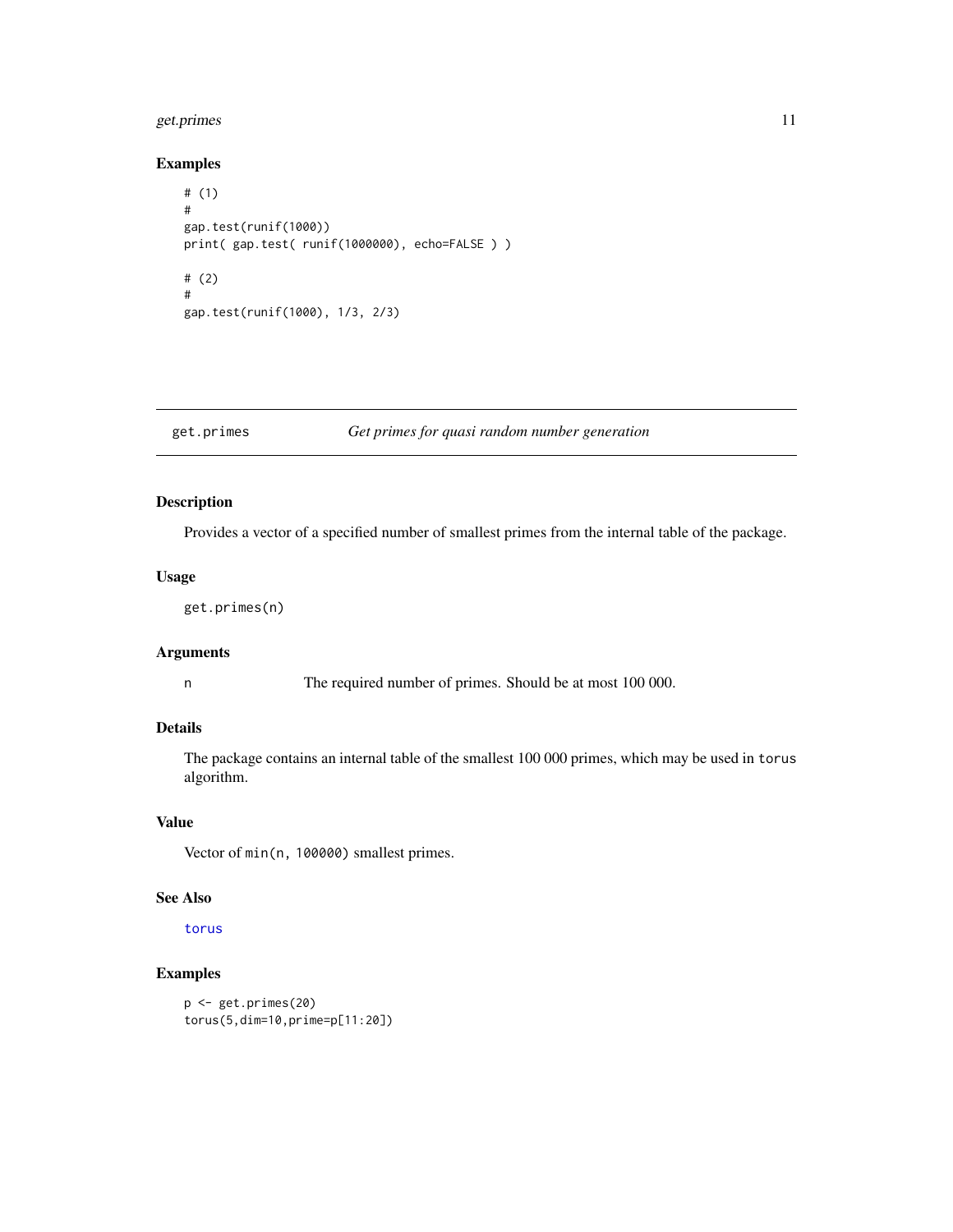## Examples

```
# (1)
#
gap.test(runif(1000))
print( gap.test( runif(1000000), echo=FALSE ) )

# (2)
#
gap.test(runif(1000), 1/3, 2/3)
```

---

## get.primes — *Get primes for quasi random number generation*

---

### Description

Provides a vector of a specified number of smallest primes from the internal table of the package.

### Usage

```
get.primes(n)
```

### Arguments

| | |
|---|---|
| n | The required number of primes. Should be at most 100 000. |

### Details

The package contains an internal table of the smallest 100 000 primes, which may be used in `torus` algorithm.

### Value

Vector of `min(n, 100000)` smallest primes.

### See Also

`torus`

### Examples

```
p <- get.primes(20)
torus(5,dim=10,prime=p[11:20])
```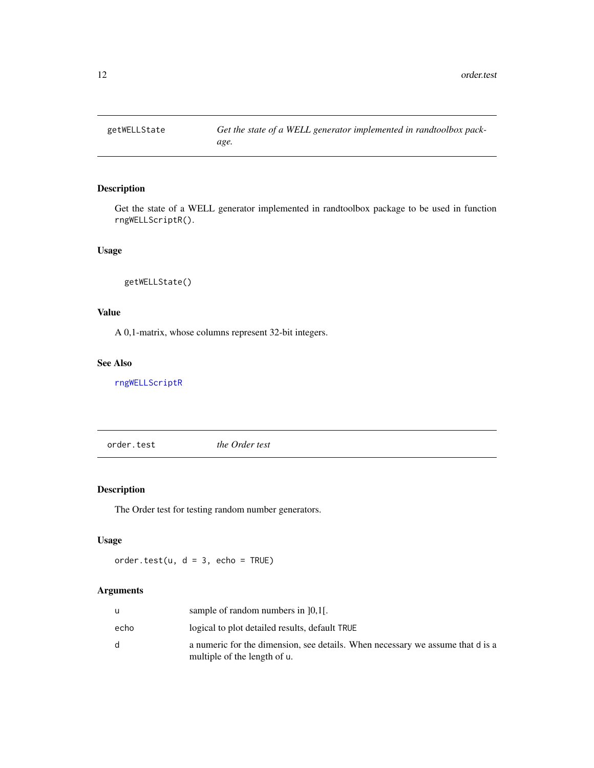## getWELLState — *Get the state of a WELL generator implemented in randtoolbox package.*

### Description

Get the state of a WELL generator implemented in randtoolbox package to be used in function `rngWELLScriptR()`.

### Usage

```
getWELLState()
```

### Value

A 0,1-matrix, whose columns represent 32-bit integers.

### See Also

rngWELLScriptR

## order.test — *the Order test*

### Description

The Order test for testing random number generators.

### Usage

```
order.test(u, d = 3, echo = TRUE)
```

### Arguments

| | |
|---|---|
| `u` | sample of random numbers in ]0,1[. |
| `echo` | logical to plot detailed results, default `TRUE` |
| `d` | a numeric for the dimension, see details. When necessary we assume that `d` is a multiple of the length of `u`. |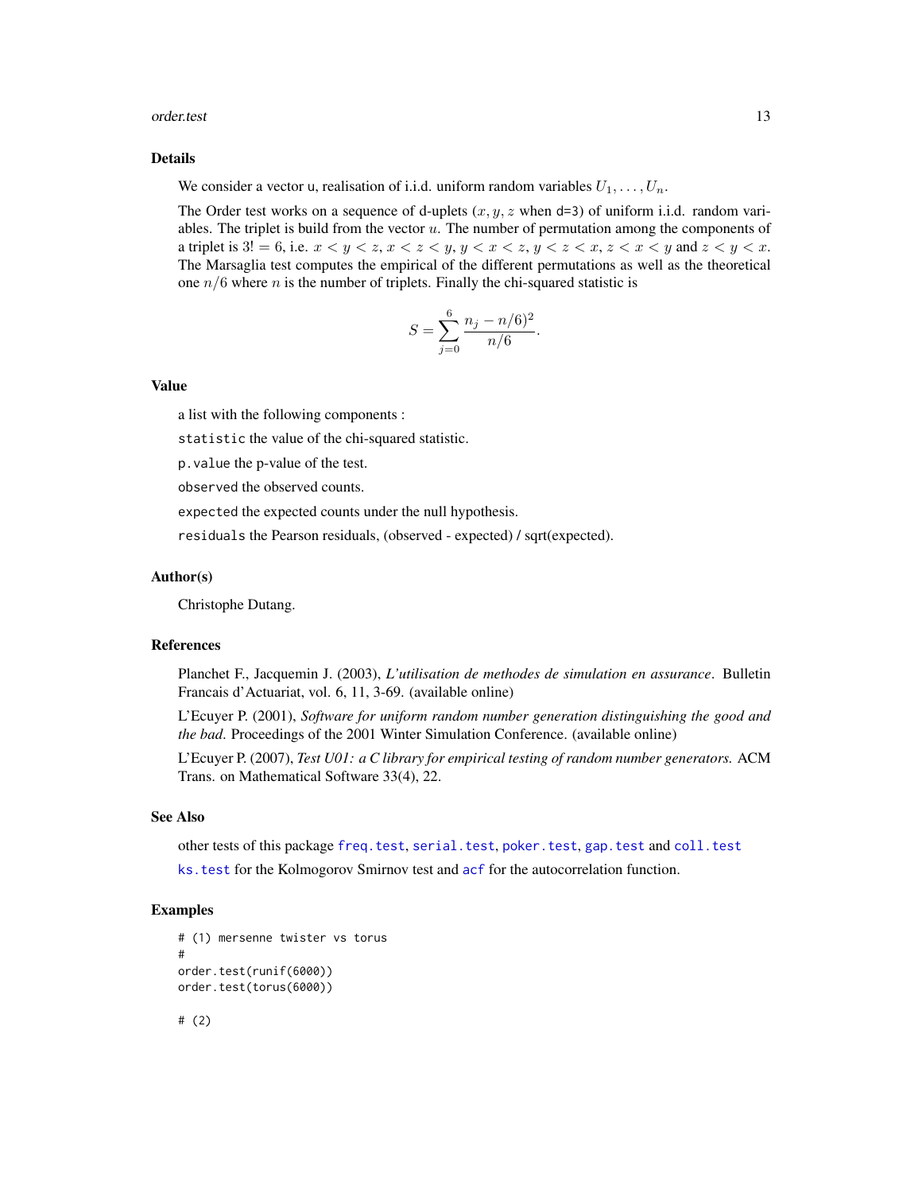### Details

We consider a vector u, realisation of i.i.d. uniform random variables $U_1, \dots, U_n$.

The Order test works on a sequence of d-uplets ($x, y, z$ when d=3) of uniform i.i.d. random variables. The triplet is build from the vector $u$. The number of permutation among the components of a triplet is $3! = 6$, i.e. $x < y < z$, $x < z < y$, $y < x < z$, $y < z < x$, $z < x < y$ and $z < y < x$. The Marsaglia test computes the empirical of the different permutations as well as the theoretical one $n/6$ where $n$ is the number of triplets. Finally the chi-squared statistic is

$$S = \sum_{j=0}^{6} \frac{n_j - n/6)^2}{n/6}.$$

### Value

a list with the following components :

`statistic` the value of the chi-squared statistic.

`p.value` the p-value of the test.

`observed` the observed counts.

`expected` the expected counts under the null hypothesis.

`residuals` the Pearson residuals, (observed - expected) / sqrt(expected).

### Author(s)

Christophe Dutang.

### References

Planchet F., Jacquemin J. (2003), *L'utilisation de methodes de simulation en assurance*. Bulletin Francais d'Actuariat, vol. 6, 11, 3-69. (available online)

L'Ecuyer P. (2001), *Software for uniform random number generation distinguishing the good and the bad*. Proceedings of the 2001 Winter Simulation Conference. (available online)

L'Ecuyer P. (2007), *Test U01: a C library for empirical testing of random number generators.* ACM Trans. on Mathematical Software 33(4), 22.

### See Also

other tests of this package `freq.test`, `serial.test`, `poker.test`, `gap.test` and `coll.test`

`ks.test` for the Kolmogorov Smirnov test and `acf` for the autocorrelation function.

### Examples

```
# (1) mersenne twister vs torus
#
order.test(runif(6000))
order.test(torus(6000))

# (2)
```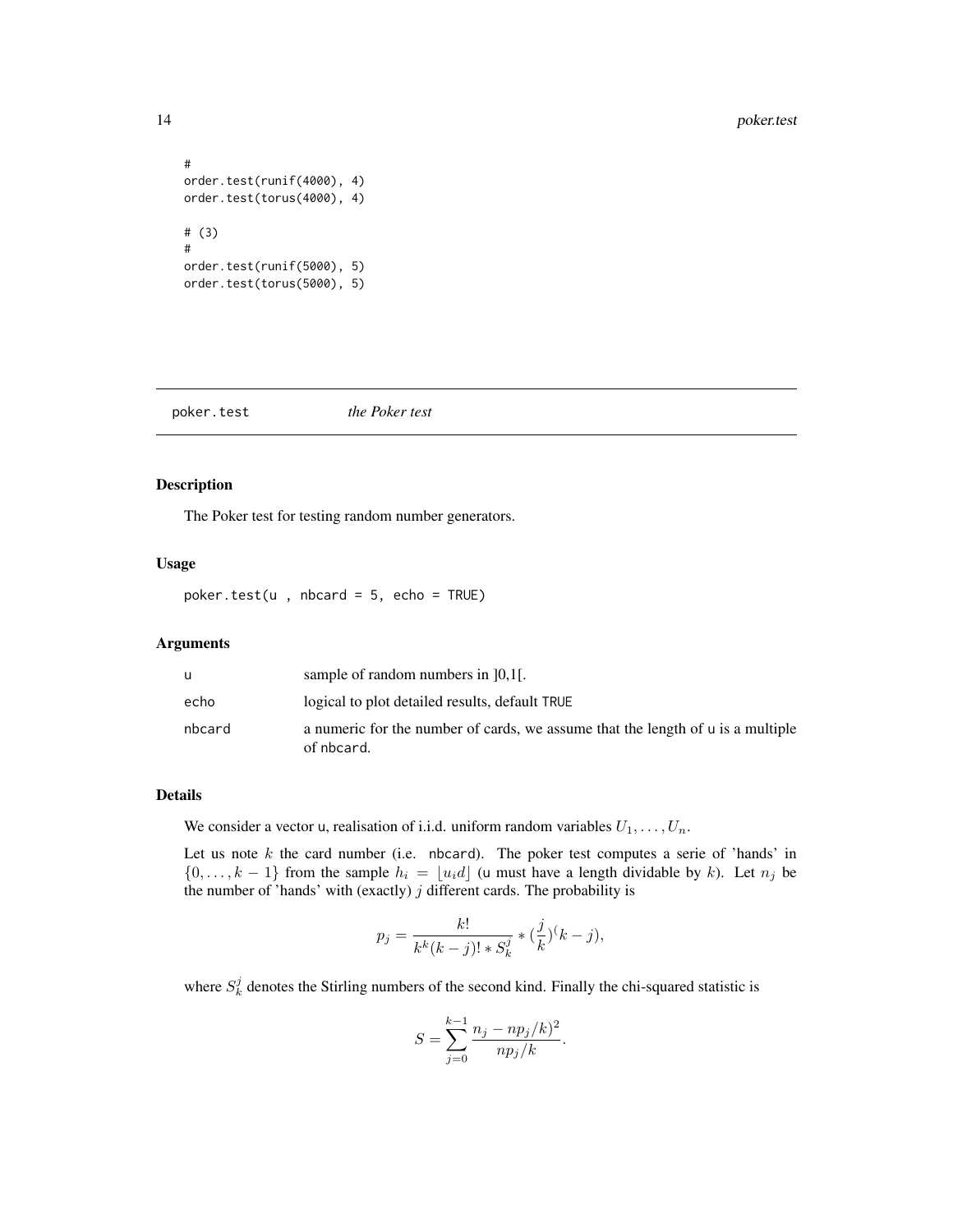```
#
order.test(runif(4000), 4)
order.test(torus(4000), 4)

# (3)
#
order.test(runif(5000), 5)
order.test(torus(5000), 5)
```

---

## poker.test — *the Poker test*

---

### Description

The Poker test for testing random number generators.

### Usage

```
poker.test(u , nbcard = 5, echo = TRUE)
```

### Arguments

| | |
|---|---|
| u | sample of random numbers in ]0,1[. |
| echo | logical to plot detailed results, default TRUE |
| nbcard | a numeric for the number of cards, we assume that the length of u is a multiple of nbcard. |

### Details

We consider a vector u, realisation of i.i.d. uniform random variables $U_1, \ldots, U_n$.

Let us note $k$ the card number (i.e. nbcard). The poker test computes a serie of 'hands' in $\{0, \ldots, k-1\}$ from the sample $h_i = \lfloor u_i d \rfloor$ (u must have a length dividable by $k$). Let $n_j$ be the number of 'hands' with (exactly) $j$ different cards. The probability is

$$p_j = \frac{k!}{k^k (k-j)! * S_k^j} * (\frac{j}{k})^(k-j),$$

where $S_k^j$ denotes the Stirling numbers of the second kind. Finally the chi-squared statistic is

$$S = \sum_{j=0}^{k-1} \frac{n_j - np_j/k)^2}{np_j/k}.$$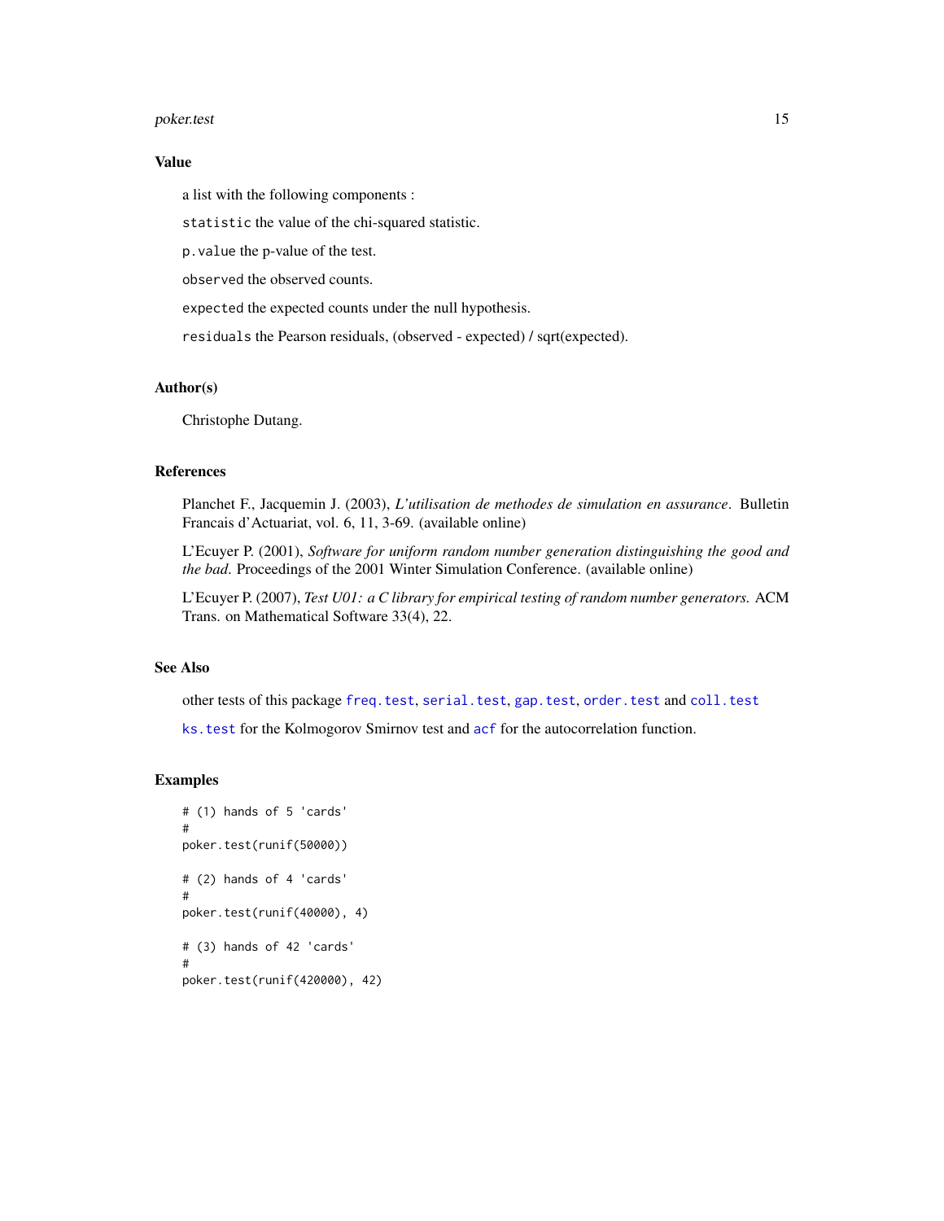## Value

a list with the following components :

`statistic` the value of the chi-squared statistic.

`p.value` the p-value of the test.

`observed` the observed counts.

`expected` the expected counts under the null hypothesis.

`residuals` the Pearson residuals, (observed - expected) / sqrt(expected).

## Author(s)

Christophe Dutang.

## References

Planchet F., Jacquemin J. (2003), *L'utilisation de methodes de simulation en assurance*. Bulletin Francais d'Actuariat, vol. 6, 11, 3-69. (available online)

L'Ecuyer P. (2001), *Software for uniform random number generation distinguishing the good and the bad.* Proceedings of the 2001 Winter Simulation Conference. (available online)

L'Ecuyer P. (2007), *Test U01: a C library for empirical testing of random number generators.* ACM Trans. on Mathematical Software 33(4), 22.

## See Also

other tests of this package `freq.test`, `serial.test`, `gap.test`, `order.test` and `coll.test`

`ks.test` for the Kolmogorov Smirnov test and `acf` for the autocorrelation function.

## Examples

```
# (1) hands of 5 'cards'
#
poker.test(runif(50000))

# (2) hands of 4 'cards'
#
poker.test(runif(40000), 4)

# (3) hands of 42 'cards'
#
poker.test(runif(420000), 42)
```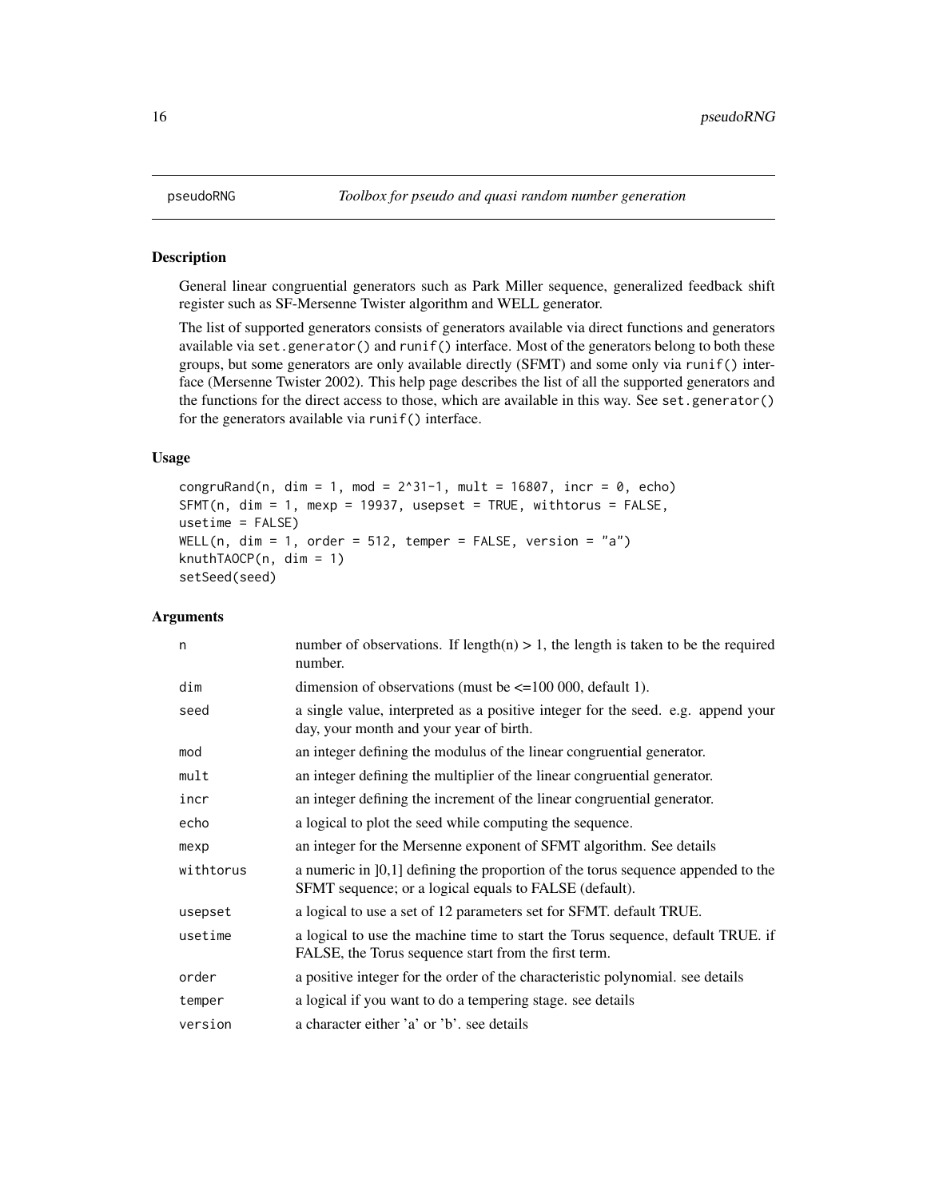# pseudoRNG *Toolbox for pseudo and quasi random number generation*

## Description

General linear congruential generators such as Park Miller sequence, generalized feedback shift register such as SF-Mersenne Twister algorithm and WELL generator.

The list of supported generators consists of generators available via direct functions and generators available via `set.generator()` and `runif()` interface. Most of the generators belong to both these groups, but some generators are only available directly (SFMT) and some only via `runif()` interface (Mersenne Twister 2002). This help page describes the list of all the supported generators and the functions for the direct access to those, which are available in this way. See `set.generator()` for the generators available via `runif()` interface.

## Usage

```
congruRand(n, dim = 1, mod = 2^31-1, mult = 16807, incr = 0, echo)
SFMT(n, dim = 1, mexp = 19937, usepset = TRUE, withtorus = FALSE,
usetime = FALSE)
WELL(n, dim = 1, order = 512, temper = FALSE, version = "a")
knuthTAOCP(n, dim = 1)
setSeed(seed)
```

## Arguments

| | |
|---|---|
| `n` | number of observations. If length(n) > 1, the length is taken to be the required number. |
| `dim` | dimension of observations (must be <=100 000, default 1). |
| `seed` | a single value, interpreted as a positive integer for the seed. e.g. append your day, your month and your year of birth. |
| `mod` | an integer defining the modulus of the linear congruential generator. |
| `mult` | an integer defining the multiplier of the linear congruential generator. |
| `incr` | an integer defining the increment of the linear congruential generator. |
| `echo` | a logical to plot the seed while computing the sequence. |
| `mexp` | an integer for the Mersenne exponent of SFMT algorithm. See details |
| `withtorus` | a numeric in ]0,1] defining the proportion of the torus sequence appended to the SFMT sequence; or a logical equals to FALSE (default). |
| `usepset` | a logical to use a set of 12 parameters set for SFMT. default TRUE. |
| `usetime` | a logical to use the machine time to start the Torus sequence, default TRUE. if FALSE, the Torus sequence start from the first term. |
| `order` | a positive integer for the order of the characteristic polynomial. see details |
| `temper` | a logical if you want to do a tempering stage. see details |
| `version` | a character either 'a' or 'b'. see details |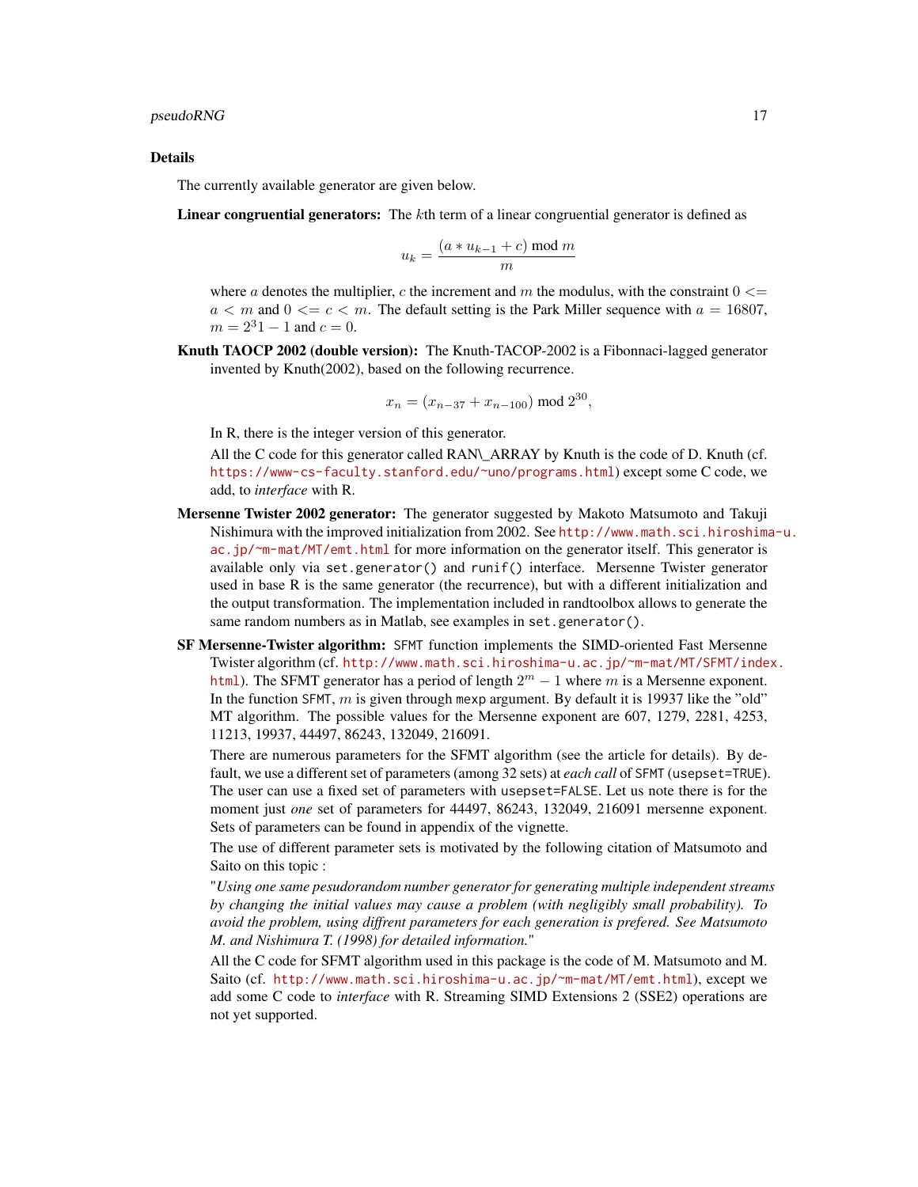## Details

The currently available generator are given below.

**Linear congruential generators:** The $k$th term of a linear congruential generator is defined as

$$u_k = \frac{(a * u_{k-1} + c) \bmod m}{m}$$

where $a$ denotes the multiplier, $c$ the increment and $m$ the modulus, with the constraint $0 <= a < m$ and $0 <= c < m$. The default setting is the Park Miller sequence with $a = 16807$, $m = 2^31 - 1$ and $c = 0$.

**Knuth TAOCP 2002 (double version):** The Knuth-TACOP-2002 is a Fibonnaci-lagged generator invented by Knuth(2002), based on the following recurrence.

$$x_n = (x_{n-37} + x_{n-100}) \bmod 2^{30},$$

In R, there is the integer version of this generator.

All the C code for this generator called RAN\_ARRAY by Knuth is the code of D. Knuth (cf. https://www-cs-faculty.stanford.edu/~uno/programs.html) except some C code, we add, to *interface* with R.

**Mersenne Twister 2002 generator:** The generator suggested by Makoto Matsumoto and Takuji Nishimura with the improved initialization from 2002. See http://www.math.sci.hiroshima-u.ac.jp/~m-mat/MT/emt.html for more information on the generator itself. This generator is available only via `set.generator()` and `runif()` interface. Mersenne Twister generator used in base R is the same generator (the recurrence), but with a different initialization and the output transformation. The implementation included in randtoolbox allows to generate the same random numbers as in Matlab, see examples in `set.generator()`.

**SF Mersenne-Twister algorithm:** `SFMT` function implements the SIMD-oriented Fast Mersenne Twister algorithm (cf. http://www.math.sci.hiroshima-u.ac.jp/~m-mat/MT/SFMT/index.html). The SFMT generator has a period of length $2^m - 1$ where $m$ is a Mersenne exponent. In the function `SFMT`, $m$ is given through `mexp` argument. By default it is 19937 like the "old" MT algorithm. The possible values for the Mersenne exponent are 607, 1279, 2281, 4253, 11213, 19937, 44497, 86243, 132049, 216091.

There are numerous parameters for the SFMT algorithm (see the article for details). By default, we use a different set of parameters (among 32 sets) at *each call* of `SFMT` (`usepset=TRUE`). The user can use a fixed set of parameters with `usepset=FALSE`. Let us note there is for the moment just *one* set of parameters for 44497, 86243, 132049, 216091 mersenne exponent. Sets of parameters can be found in appendix of the vignette.

The use of different parameter sets is motivated by the following citation of Matsumoto and Saito on this topic :

"*Using one same pesudorandom number generator for generating multiple independent streams by changing the initial values may cause a problem (with negligibly small probability). To avoid the problem, using diffrent parameters for each generation is prefered. See Matsumoto M. and Nishimura T. (1998) for detailed information.*"

All the C code for SFMT algorithm used in this package is the code of M. Matsumoto and M. Saito (cf. http://www.math.sci.hiroshima-u.ac.jp/~m-mat/MT/emt.html), except we add some C code to *interface* with R. Streaming SIMD Extensions 2 (SSE2) operations are not yet supported.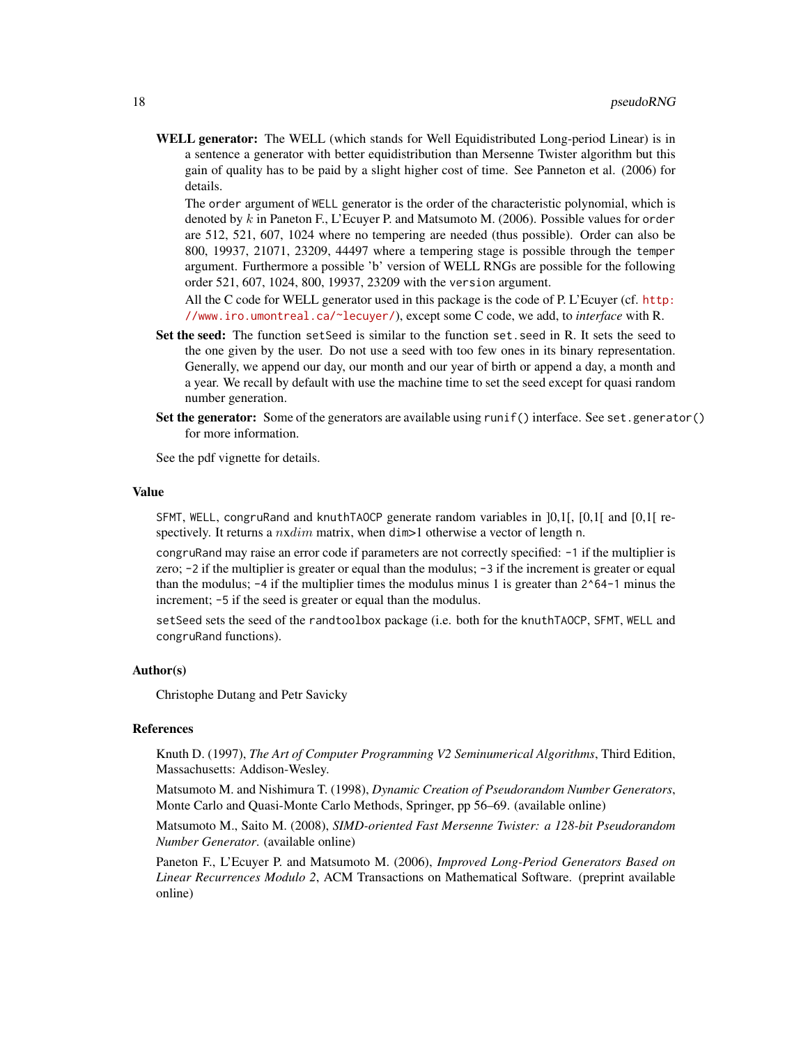**WELL generator:** The WELL (which stands for Well Equidistributed Long-period Linear) is in a sentence a generator with better equidistribution than Mersenne Twister algorithm but this gain of quality has to be paid by a slight higher cost of time. See Panneton et al. (2006) for details.

The `order` argument of `WELL` generator is the order of the characteristic polynomial, which is denoted by $k$ in Paneton F., L'Ecuyer P. and Matsumoto M. (2006). Possible values for `order` are 512, 521, 607, 1024 where no tempering are needed (thus possible). Order can also be 800, 19937, 21071, 23209, 44497 where a tempering stage is possible through the `temper` argument. Furthermore a possible 'b' version of WELL RNGs are possible for the following order 521, 607, 1024, 800, 19937, 23209 with the `version` argument.

All the C code for WELL generator used in this package is the code of P. L'Ecuyer (cf. http://www.iro.umontreal.ca/~lecuyer/), except some C code, we add, to *interface* with R.

**Set the seed:** The function `setSeed` is similar to the function `set.seed` in R. It sets the seed to the one given by the user. Do not use a seed with too few ones in its binary representation. Generally, we append our day, our month and our year of birth or append a day, a month and a year. We recall by default with use the machine time to set the seed except for quasi random number generation.

**Set the generator:** Some of the generators are available using `runif()` interface. See `set.generator()` for more information.

See the pdf vignette for details.

## Value

`SFMT`, `WELL`, `congruRand` and `knuthTAOCP` generate random variables in ]0,1[, [0,1[ and [0,1[ respectively. It returns a $nxdim$ matrix, when `dim>1` otherwise a vector of length `n`.

`congruRand` may raise an error code if parameters are not correctly specified: `-1` if the multiplier is zero; `-2` if the multiplier is greater or equal than the modulus; `-3` if the increment is greater or equal than the modulus; `-4` if the multiplier times the modulus minus 1 is greater than `2^64-1` minus the increment; `-5` if the seed is greater or equal than the modulus.

`setSeed` sets the seed of the `randtoolbox` package (i.e. both for the `knuthTAOCP`, `SFMT`, `WELL` and `congruRand` functions).

## Author(s)

Christophe Dutang and Petr Savicky

## References

Knuth D. (1997), *The Art of Computer Programming V2 Seminumerical Algorithms*, Third Edition, Massachusetts: Addison-Wesley.

Matsumoto M. and Nishimura T. (1998), *Dynamic Creation of Pseudorandom Number Generators*, Monte Carlo and Quasi-Monte Carlo Methods, Springer, pp 56–69. (available online)

Matsumoto M., Saito M. (2008), *SIMD-oriented Fast Mersenne Twister: a 128-bit Pseudorandom Number Generator*. (available online)

Paneton F., L'Ecuyer P. and Matsumoto M. (2006), *Improved Long-Period Generators Based on Linear Recurrences Modulo 2*, ACM Transactions on Mathematical Software. (preprint available online)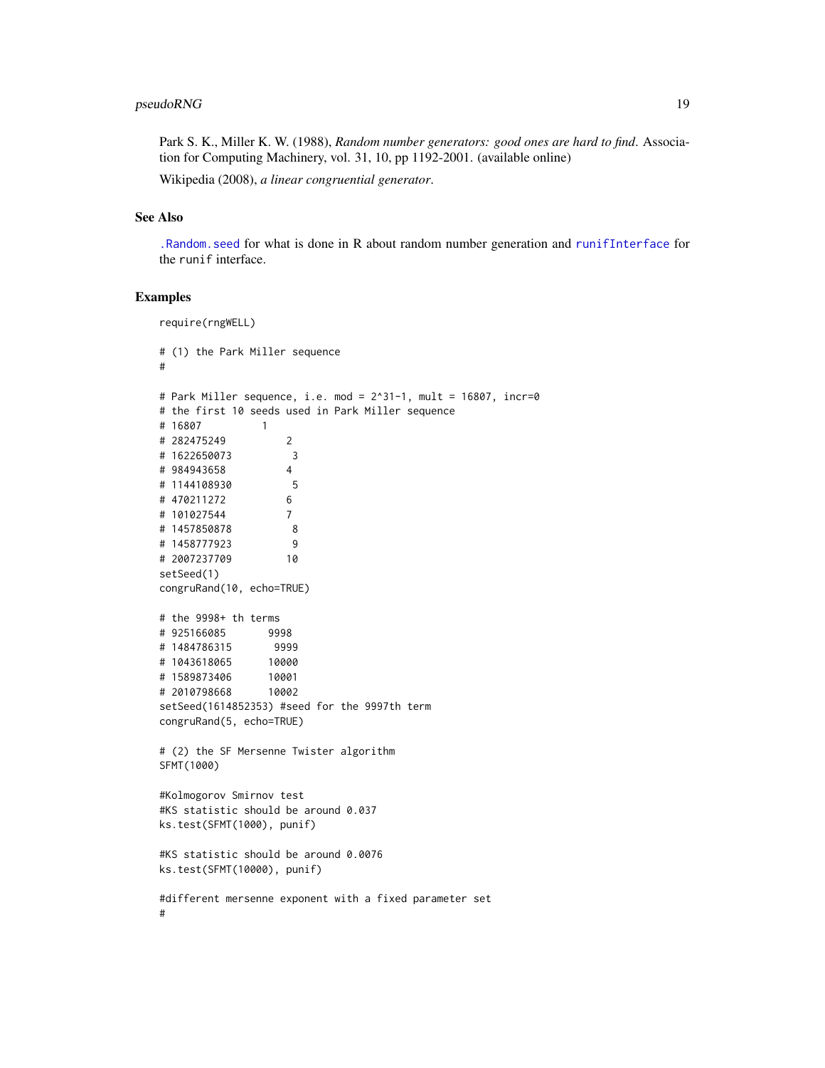Park S. K., Miller K. W. (1988), *Random number generators: good ones are hard to find*. Association for Computing Machinery, vol. 31, 10, pp 1192-2001. (available online)

Wikipedia (2008), *a linear congruential generator*.

## See Also

.Random.seed for what is done in R about random number generation and runifInterface for the runif interface.

## Examples

```
require(rngWELL)

# (1) the Park Miller sequence
#

# Park Miller sequence, i.e. mod = 2^31-1, mult = 16807, incr=0
# the first 10 seeds used in Park Miller sequence
# 16807          1
# 282475249          2
# 1622650073          3
# 984943658          4
# 1144108930          5
# 470211272          6
# 101027544          7
# 1457850878          8
# 1458777923          9
# 2007237709         10
setSeed(1)
congruRand(10, echo=TRUE)

# the 9998+ th terms
# 925166085       9998
# 1484786315       9999
# 1043618065      10000
# 1589873406      10001
# 2010798668      10002
setSeed(1614852353) #seed for the 9997th term
congruRand(5, echo=TRUE)

# (2) the SF Mersenne Twister algorithm
SFMT(1000)

#Kolmogorov Smirnov test
#KS statistic should be around 0.037
ks.test(SFMT(1000), punif)

#KS statistic should be around 0.0076
ks.test(SFMT(10000), punif)

#different mersenne exponent with a fixed parameter set
#
```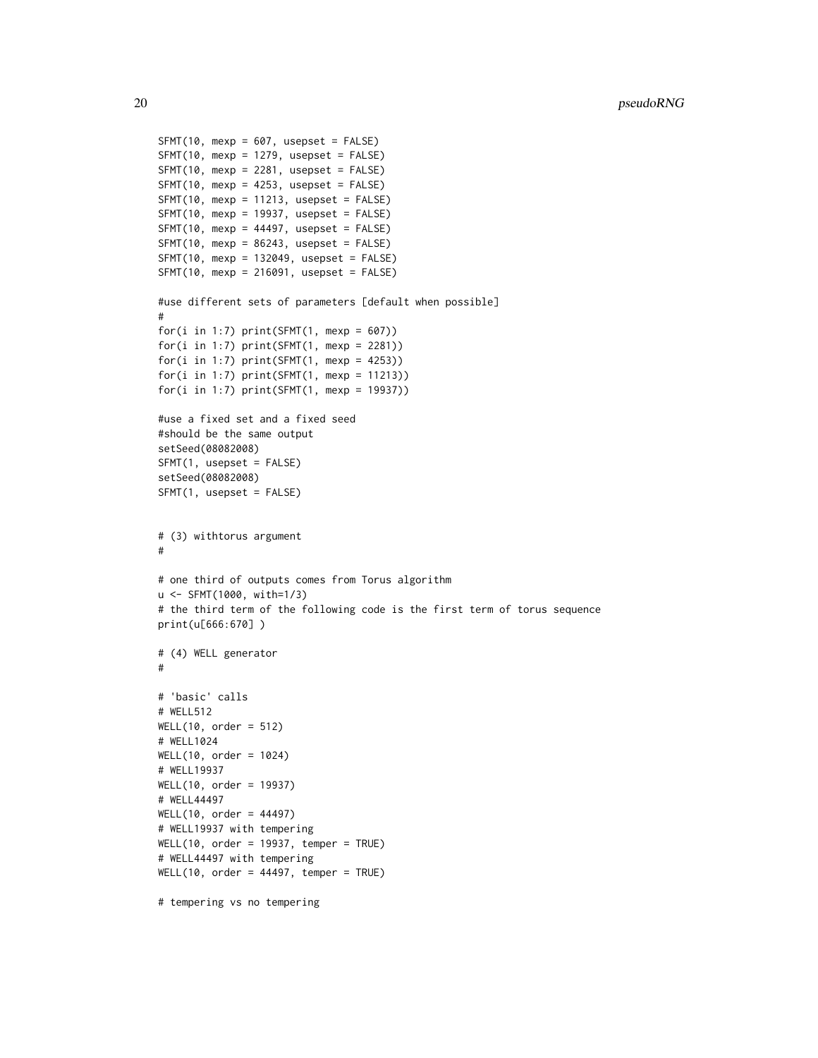```
SFMT(10, mexp = 607, usepset = FALSE)
SFMT(10, mexp = 1279, usepset = FALSE)
SFMT(10, mexp = 2281, usepset = FALSE)
SFMT(10, mexp = 4253, usepset = FALSE)
SFMT(10, mexp = 11213, usepset = FALSE)
SFMT(10, mexp = 19937, usepset = FALSE)
SFMT(10, mexp = 44497, usepset = FALSE)
SFMT(10, mexp = 86243, usepset = FALSE)
SFMT(10, mexp = 132049, usepset = FALSE)
SFMT(10, mexp = 216091, usepset = FALSE)

#use different sets of parameters [default when possible]
#
for(i in 1:7) print(SFMT(1, mexp = 607))
for(i in 1:7) print(SFMT(1, mexp = 2281))
for(i in 1:7) print(SFMT(1, mexp = 4253))
for(i in 1:7) print(SFMT(1, mexp = 11213))
for(i in 1:7) print(SFMT(1, mexp = 19937))

#use a fixed set and a fixed seed
#should be the same output
setSeed(08082008)
SFMT(1, usepset = FALSE)
setSeed(08082008)
SFMT(1, usepset = FALSE)


# (3) withtorus argument
#

# one third of outputs comes from Torus algorithm
u <- SFMT(1000, with=1/3)
# the third term of the following code is the first term of torus sequence
print(u[666:670] )

# (4) WELL generator
#

# 'basic' calls
# WELL512
WELL(10, order = 512)
# WELL1024
WELL(10, order = 1024)
# WELL19937
WELL(10, order = 19937)
# WELL44497
WELL(10, order = 44497)
# WELL19937 with tempering
WELL(10, order = 19937, temper = TRUE)
# WELL44497 with tempering
WELL(10, order = 44497, temper = TRUE)

# tempering vs no tempering
```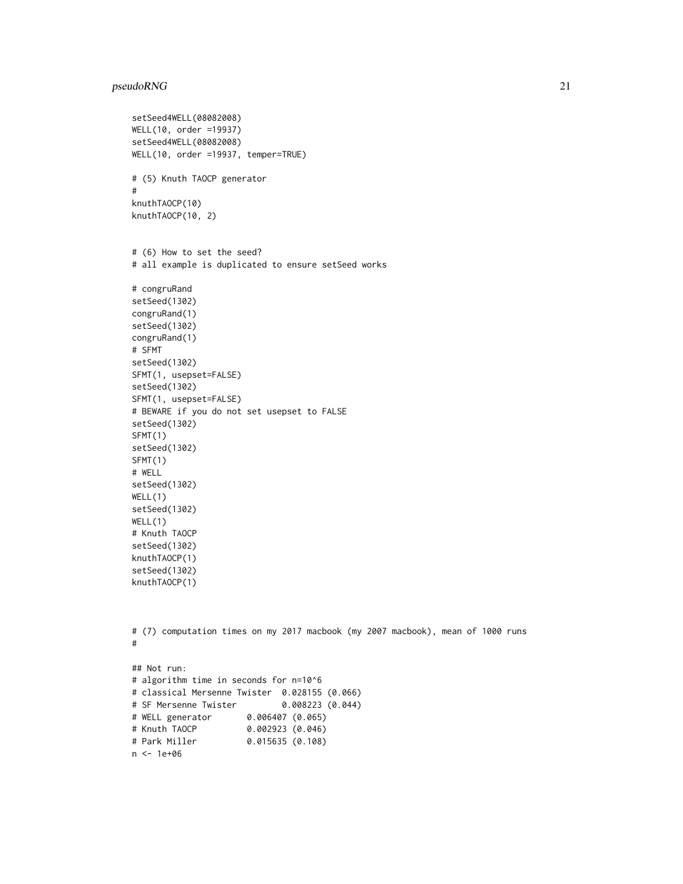```
setSeed4WELL(08082008)
WELL(10, order =19937)
setSeed4WELL(08082008)
WELL(10, order =19937, temper=TRUE)

# (5) Knuth TAOCP generator
#
knuthTAOCP(10)
knuthTAOCP(10, 2)


# (6) How to set the seed?
# all example is duplicated to ensure setSeed works

# congruRand
setSeed(1302)
congruRand(1)
setSeed(1302)
congruRand(1)
# SFMT
setSeed(1302)
SFMT(1, usepset=FALSE)
setSeed(1302)
SFMT(1, usepset=FALSE)
# BEWARE if you do not set usepset to FALSE
setSeed(1302)
SFMT(1)
setSeed(1302)
SFMT(1)
# WELL
setSeed(1302)
WELL(1)
setSeed(1302)
WELL(1)
# Knuth TAOCP
setSeed(1302)
knuthTAOCP(1)
setSeed(1302)
knuthTAOCP(1)



# (7) computation times on my 2017 macbook (my 2007 macbook), mean of 1000 runs
#

## Not run:
# algorithm time in seconds for n=10^6
# classical Mersenne Twister  0.028155 (0.066)
# SF Mersenne Twister         0.008223 (0.044)
# WELL generator       0.006407 (0.065)
# Knuth TAOCP          0.002923 (0.046)
# Park Miller          0.015635 (0.108)
n <- 1e+06
```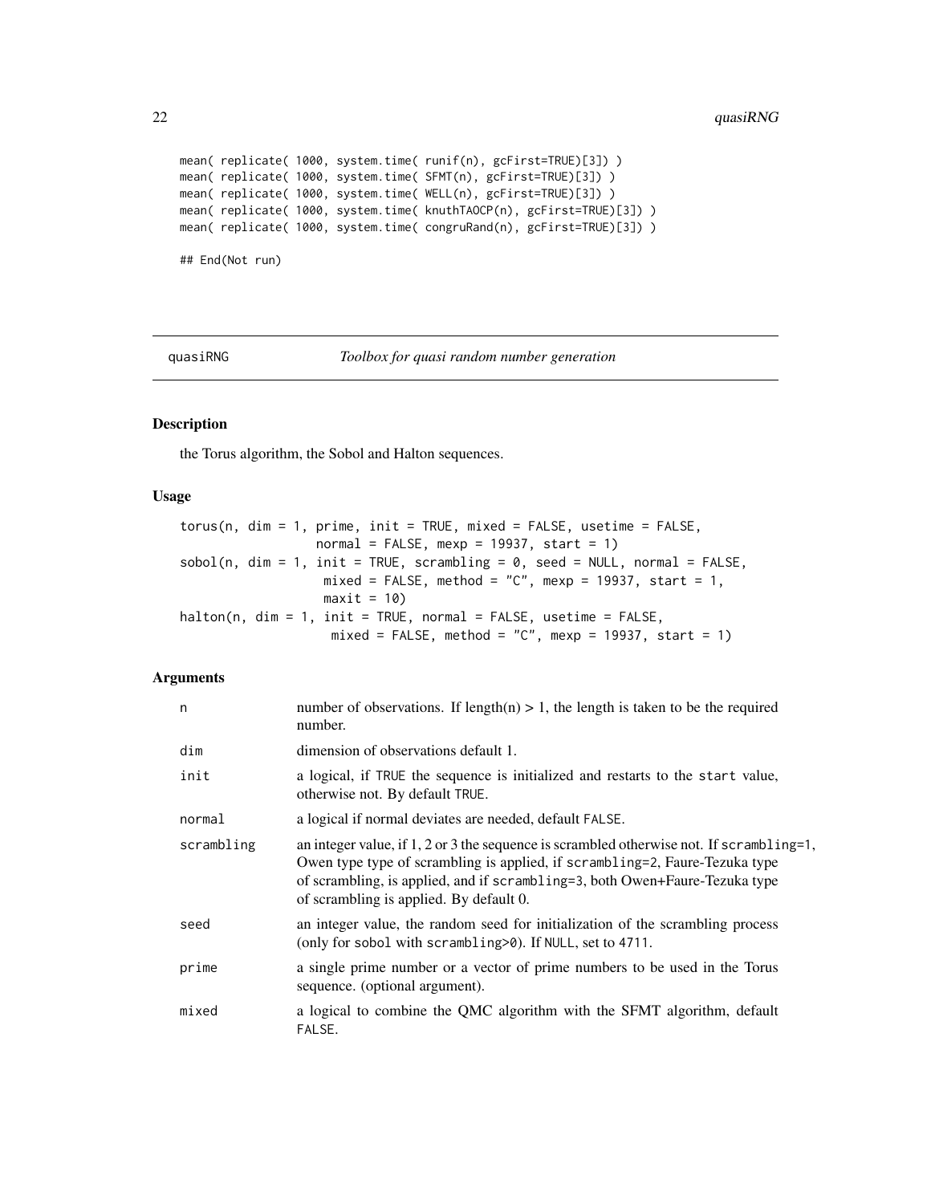```
mean( replicate( 1000, system.time( runif(n), gcFirst=TRUE)[3]) )
mean( replicate( 1000, system.time( SFMT(n), gcFirst=TRUE)[3]) )
mean( replicate( 1000, system.time( WELL(n), gcFirst=TRUE)[3]) )
mean( replicate( 1000, system.time( knuthTAOCP(n), gcFirst=TRUE)[3]) )
mean( replicate( 1000, system.time( congruRand(n), gcFirst=TRUE)[3]) )

## End(Not run)
```

---

quasiRNG — *Toolbox for quasi random number generation*

---

## Description

the Torus algorithm, the Sobol and Halton sequences.

## Usage

```
torus(n, dim = 1, prime, init = TRUE, mixed = FALSE, usetime = FALSE,
                normal = FALSE, mexp = 19937, start = 1)
sobol(n, dim = 1, init = TRUE, scrambling = 0, seed = NULL, normal = FALSE,
                 mixed = FALSE, method = "C", mexp = 19937, start = 1,
                 maxit = 10)
halton(n, dim = 1, init = TRUE, normal = FALSE, usetime = FALSE,
                  mixed = FALSE, method = "C", mexp = 19937, start = 1)
```

## Arguments

| | |
|---|---|
| n | number of observations. If length(n) > 1, the length is taken to be the required number. |
| dim | dimension of observations default 1. |
| init | a logical, if TRUE the sequence is initialized and restarts to the start value, otherwise not. By default TRUE. |
| normal | a logical if normal deviates are needed, default FALSE. |
| scrambling | an integer value, if 1, 2 or 3 the sequence is scrambled otherwise not. If scrambling=1, Owen type type of scrambling is applied, if scrambling=2, Faure-Tezuka type of scrambling, is applied, and if scrambling=3, both Owen+Faure-Tezuka type of scrambling is applied. By default 0. |
| seed | an integer value, the random seed for initialization of the scrambling process (only for sobol with scrambling>0). If NULL, set to 4711. |
| prime | a single prime number or a vector of prime numbers to be used in the Torus sequence. (optional argument). |
| mixed | a logical to combine the QMC algorithm with the SFMT algorithm, default FALSE. |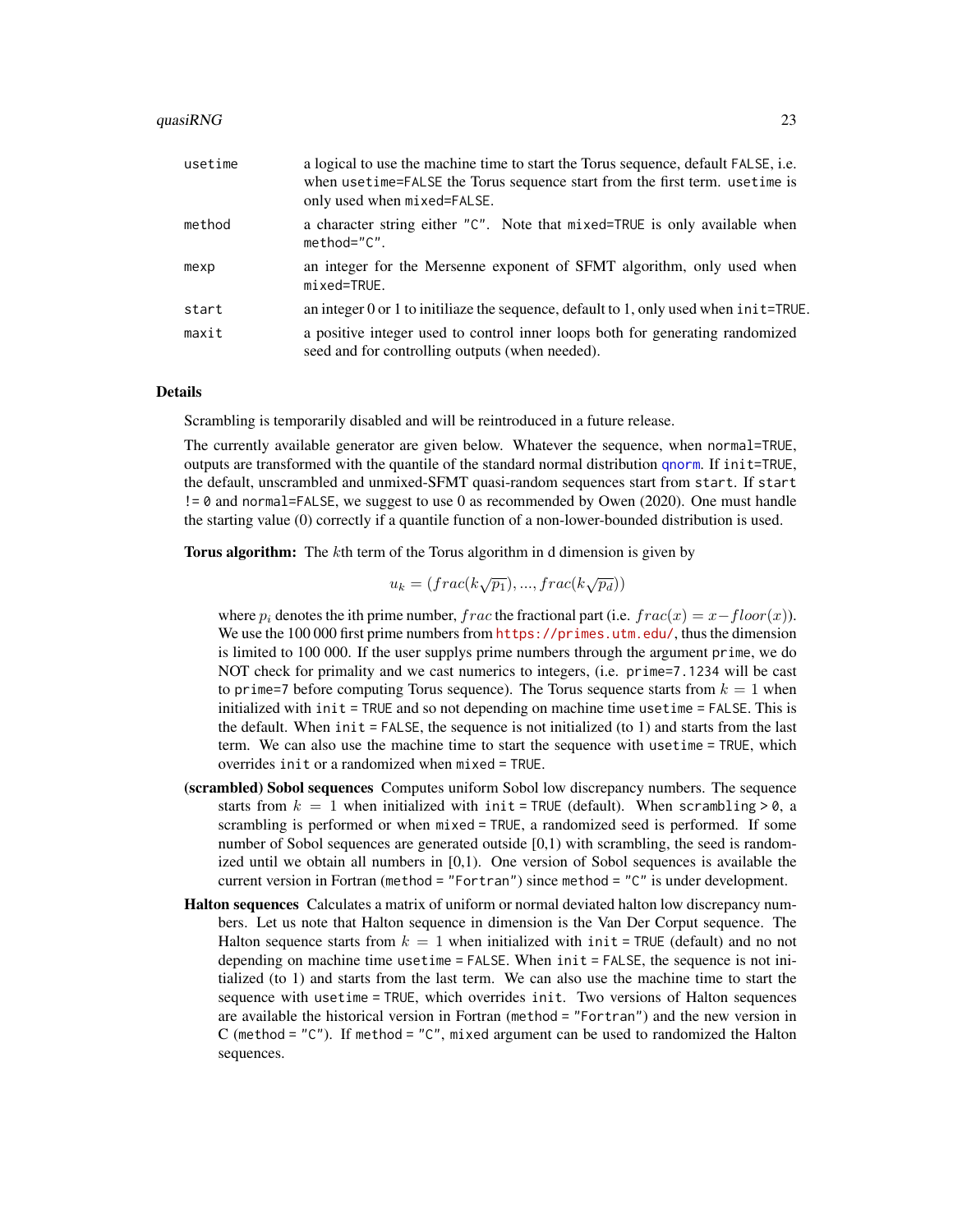| | |
|---|---|
| usetime | a logical to use the machine time to start the Torus sequence, default FALSE, i.e. when usetime=FALSE the Torus sequence start from the first term. usetime is only used when mixed=FALSE. |
| method | a character string either "C". Note that mixed=TRUE is only available when method="C". |
| mexp | an integer for the Mersenne exponent of SFMT algorithm, only used when mixed=TRUE. |
| start | an integer 0 or 1 to initiliaze the sequence, default to 1, only used when init=TRUE. |
| maxit | a positive integer used to control inner loops both for generating randomized seed and for controlling outputs (when needed). |

## Details

Scrambling is temporarily disabled and will be reintroduced in a future release.

The currently available generator are given below. Whatever the sequence, when normal=TRUE, outputs are transformed with the quantile of the standard normal distribution qnorm. If init=TRUE, the default, unscrambled and unmixed-SFMT quasi-random sequences start from start. If start != 0 and normal=FALSE, we suggest to use 0 as recommended by Owen (2020). One must handle the starting value (0) correctly if a quantile function of a non-lower-bounded distribution is used.

**Torus algorithm:** The $k$th term of the Torus algorithm in d dimension is given by

$$u_k = (frac(k\sqrt{p_1}), ..., frac(k\sqrt{p_d}))$$

where $p_i$ denotes the ith prime number, $frac$ the fractional part (i.e. $frac(x) = x - floor(x)$). We use the 100 000 first prime numbers from https://primes.utm.edu/, thus the dimension is limited to 100 000. If the user supplys prime numbers through the argument prime, we do NOT check for primality and we cast numerics to integers, (i.e. prime=7.1234 will be cast to prime=7 before computing Torus sequence). The Torus sequence starts from $k = 1$ when initialized with init = TRUE and so not depending on machine time usetime = FALSE. This is the default. When init = FALSE, the sequence is not initialized (to 1) and starts from the last term. We can also use the machine time to start the sequence with usetime = TRUE, which overrides init or a randomized when mixed = TRUE.

**(scrambled) Sobol sequences** Computes uniform Sobol low discrepancy numbers. The sequence starts from $k = 1$ when initialized with init = TRUE (default). When scrambling > 0, a scrambling is performed or when mixed = TRUE, a randomized seed is performed. If some number of Sobol sequences are generated outside [0,1) with scrambling, the seed is randomized until we obtain all numbers in [0,1). One version of Sobol sequences is available the current version in Fortran (method = "Fortran") since method = "C" is under development.

**Halton sequences** Calculates a matrix of uniform or normal deviated halton low discrepancy numbers. Let us note that Halton sequence in dimension is the Van Der Corput sequence. The Halton sequence starts from $k = 1$ when initialized with init = TRUE (default) and no not depending on machine time usetime = FALSE. When init = FALSE, the sequence is not initialized (to 1) and starts from the last term. We can also use the machine time to start the sequence with usetime = TRUE, which overrides init. Two versions of Halton sequences are available the historical version in Fortran (method = "Fortran") and the new version in C (method = "C"). If method = "C", mixed argument can be used to randomized the Halton sequences.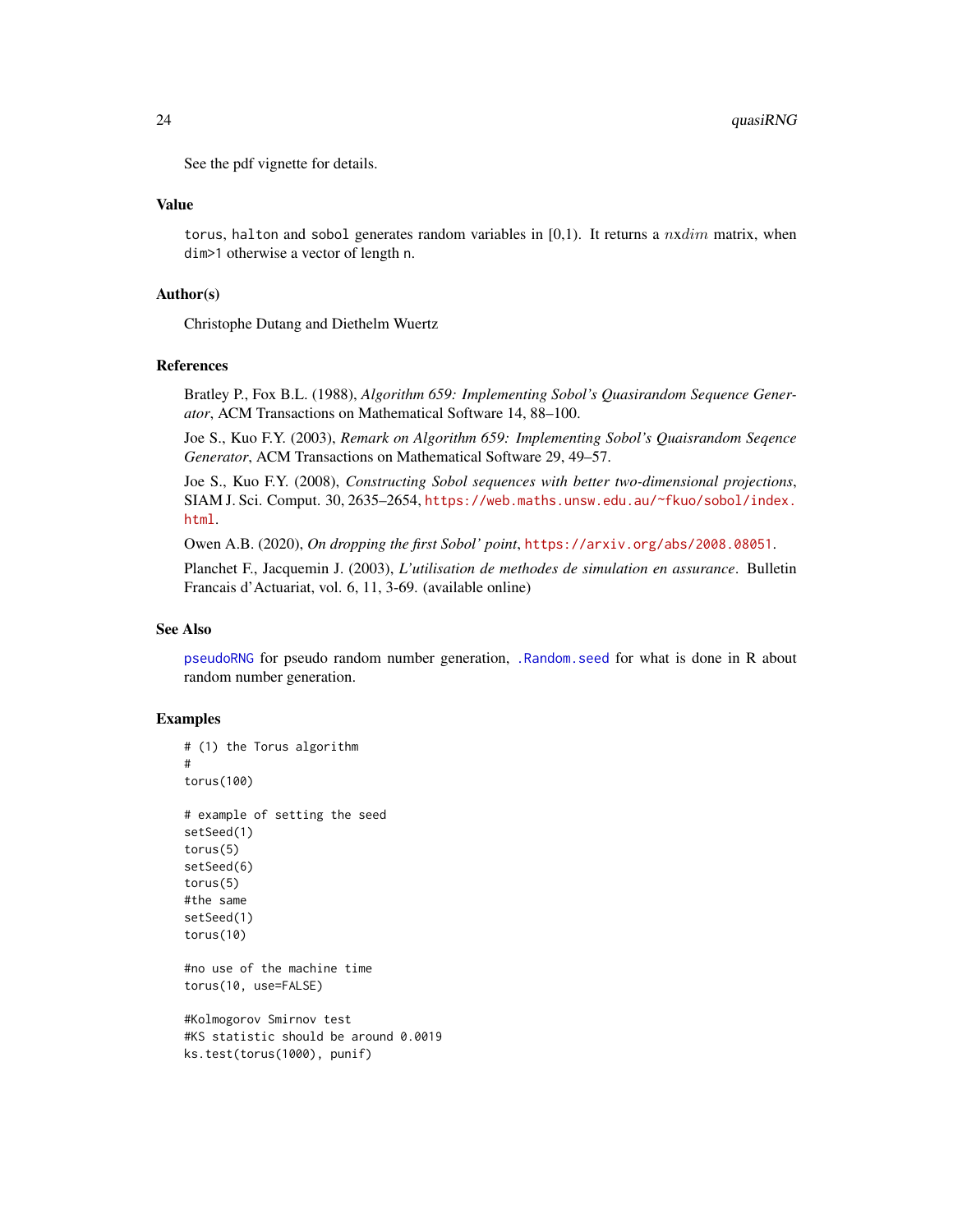See the pdf vignette for details.

### Value

torus, halton and sobol generates random variables in [0,1). It returns a $nxdim$ matrix, when dim>1 otherwise a vector of length n.

### Author(s)

Christophe Dutang and Diethelm Wuertz

### References

Bratley P., Fox B.L. (1988), *Algorithm 659: Implementing Sobol's Quasirandom Sequence Generator*, ACM Transactions on Mathematical Software 14, 88–100.

Joe S., Kuo F.Y. (2003), *Remark on Algorithm 659: Implementing Sobol's Quaisrandom Seqence Generator*, ACM Transactions on Mathematical Software 29, 49–57.

Joe S., Kuo F.Y. (2008), *Constructing Sobol sequences with better two-dimensional projections*, SIAM J. Sci. Comput. 30, 2635–2654, https://web.maths.unsw.edu.au/~fkuo/sobol/index.html.

Owen A.B. (2020), *On dropping the first Sobol' point*, https://arxiv.org/abs/2008.08051.

Planchet F., Jacquemin J. (2003), *L'utilisation de methodes de simulation en assurance*. Bulletin Francais d'Actuariat, vol. 6, 11, 3-69. (available online)

### See Also

pseudoRNG for pseudo random number generation, .Random.seed for what is done in R about random number generation.

### Examples

```
# (1) the Torus algorithm
#
torus(100)

# example of setting the seed
setSeed(1)
torus(5)
setSeed(6)
torus(5)
#the same
setSeed(1)
torus(10)

#no use of the machine time
torus(10, use=FALSE)

#Kolmogorov Smirnov test
#KS statistic should be around 0.0019
ks.test(torus(1000), punif)
```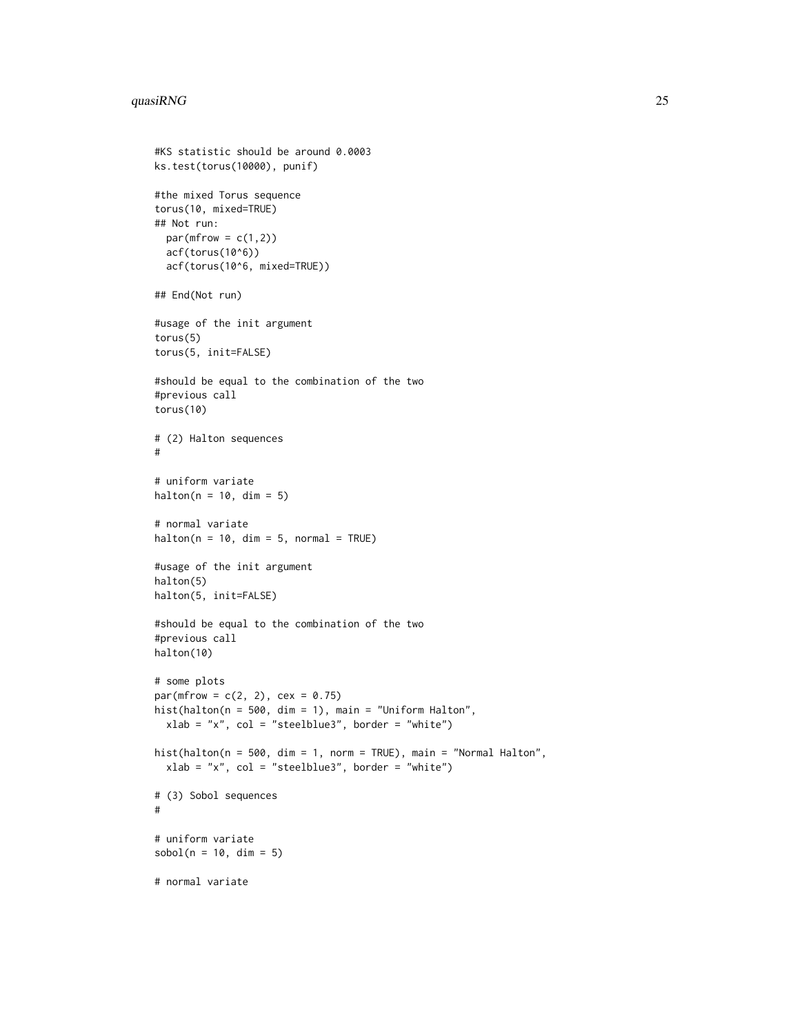```
#KS statistic should be around 0.0003
ks.test(torus(10000), punif)

#the mixed Torus sequence
torus(10, mixed=TRUE)
## Not run:
  par(mfrow = c(1,2))
  acf(torus(10^6))
  acf(torus(10^6, mixed=TRUE))

## End(Not run)

#usage of the init argument
torus(5)
torus(5, init=FALSE)

#should be equal to the combination of the two
#previous call
torus(10)

# (2) Halton sequences
#

# uniform variate
halton(n = 10, dim = 5)

# normal variate
halton(n = 10, dim = 5, normal = TRUE)

#usage of the init argument
halton(5)
halton(5, init=FALSE)

#should be equal to the combination of the two
#previous call
halton(10)

# some plots
par(mfrow = c(2, 2), cex = 0.75)
hist(halton(n = 500, dim = 1), main = "Uniform Halton",
  xlab = "x", col = "steelblue3", border = "white")

hist(halton(n = 500, dim = 1, norm = TRUE), main = "Normal Halton",
  xlab = "x", col = "steelblue3", border = "white")

# (3) Sobol sequences
#

# uniform variate
sobol(n = 10, dim = 5)

# normal variate
```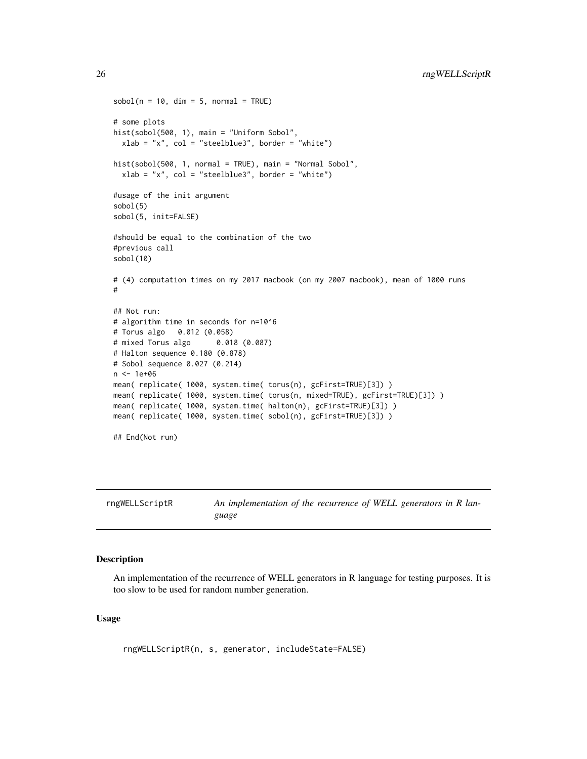```
sobol(n = 10, dim = 5, normal = TRUE)

# some plots
hist(sobol(500, 1), main = "Uniform Sobol",
  xlab = "x", col = "steelblue3", border = "white")

hist(sobol(500, 1, normal = TRUE), main = "Normal Sobol",
  xlab = "x", col = "steelblue3", border = "white")

#usage of the init argument
sobol(5)
sobol(5, init=FALSE)

#should be equal to the combination of the two
#previous call
sobol(10)

# (4) computation times on my 2017 macbook (on my 2007 macbook), mean of 1000 runs
#

## Not run:
# algorithm time in seconds for n=10^6
# Torus algo   0.012 (0.058)
# mixed Torus algo      0.018 (0.087)
# Halton sequence 0.180 (0.878)
# Sobol sequence 0.027 (0.214)
n <- 1e+06
mean( replicate( 1000, system.time( torus(n), gcFirst=TRUE)[3]) )
mean( replicate( 1000, system.time( torus(n, mixed=TRUE), gcFirst=TRUE)[3]) )
mean( replicate( 1000, system.time( halton(n), gcFirst=TRUE)[3]) )
mean( replicate( 1000, system.time( sobol(n), gcFirst=TRUE)[3]) )

## End(Not run)
```

---

## rngWELLScriptR — *An implementation of the recurrence of WELL generators in R language*

---

### Description

An implementation of the recurrence of WELL generators in R language for testing purposes. It is too slow to be used for random number generation.

### Usage

```
rngWELLScriptR(n, s, generator, includeState=FALSE)
```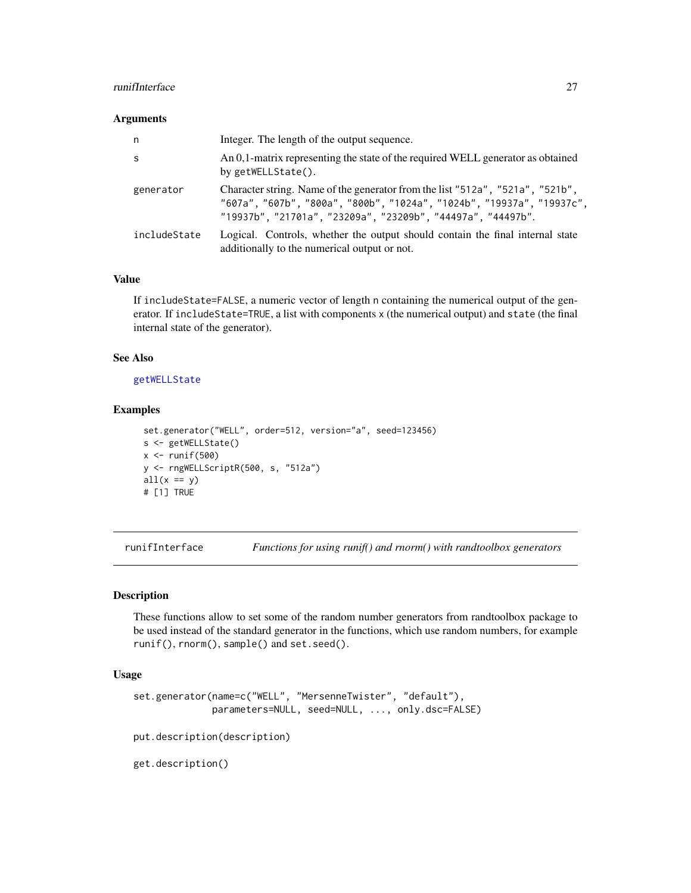### Arguments

| | |
|---|---|
| n | Integer. The length of the output sequence. |
| s | An 0,1-matrix representing the state of the required WELL generator as obtained by `getWELLState()`. |
| generator | Character string. Name of the generator from the list `"512a"`, `"521a"`, `"521b"`, `"607a"`, `"607b"`, `"800a"`, `"800b"`, `"1024a"`, `"1024b"`, `"19937a"`, `"19937c"`, `"19937b"`, `"21701a"`, `"23209a"`, `"23209b"`, `"44497a"`, `"44497b"`. |
| includeState | Logical. Controls, whether the output should contain the final internal state additionally to the numerical output or not. |

### Value

If `includeState=FALSE`, a numeric vector of length `n` containing the numerical output of the generator. If `includeState=TRUE`, a list with components `x` (the numerical output) and `state` (the final internal state of the generator).

### See Also

getWELLState

### Examples

```
set.generator("WELL", order=512, version="a", seed=123456)
s <- getWELLState()
x <- runif(500)
y <- rngWELLScriptR(500, s, "512a")
all(x == y)
# [1] TRUE
```

---

## runifInterface *Functions for using runif() and rnorm() with randtoolbox generators*

### Description

These functions allow to set some of the random number generators from randtoolbox package to be used instead of the standard generator in the functions, which use random numbers, for example `runif()`, `rnorm()`, `sample()` and `set.seed()`.

### Usage

```
set.generator(name=c("WELL", "MersenneTwister", "default"),
            parameters=NULL, seed=NULL, ..., only.dsc=FALSE)

put.description(description)

get.description()
```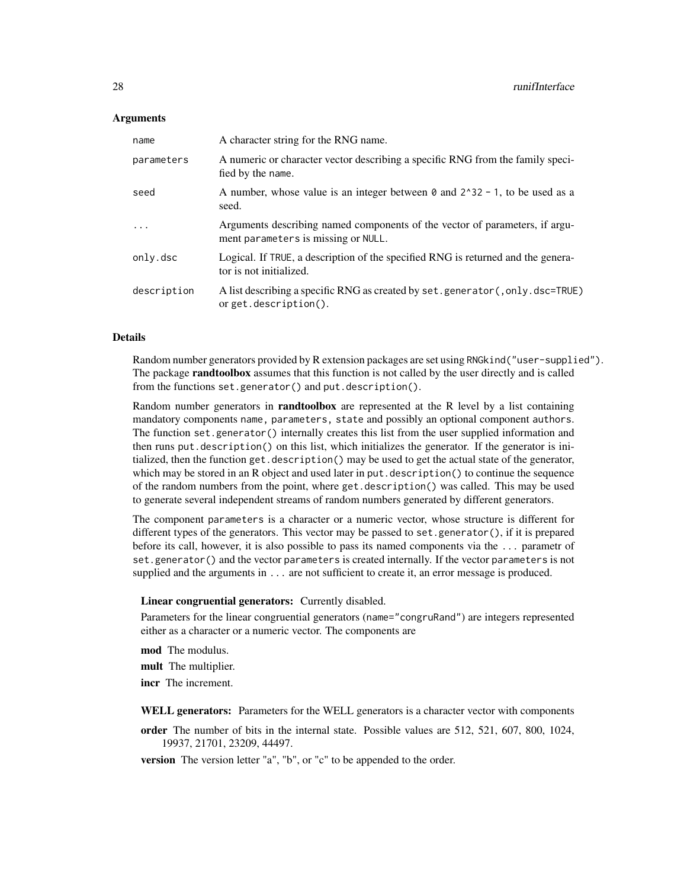## Arguments

| | |
|---|---|
| `name` | A character string for the RNG name. |
| `parameters` | A numeric or character vector describing a specific RNG from the family specified by the `name`. |
| `seed` | A number, whose value is an integer between `0` and `2^32 - 1`, to be used as a seed. |
| `...` | Arguments describing named components of the vector of parameters, if argument `parameters` is missing or `NULL`. |
| `only.dsc` | Logical. If `TRUE`, a description of the specified RNG is returned and the generator is not initialized. |
| `description` | A list describing a specific RNG as created by `set.generator(,only.dsc=TRUE)` or `get.description()`. |

## Details

Random number generators provided by R extension packages are set using `RNGkind("user-supplied")`. The package **randtoolbox** assumes that this function is not called by the user directly and is called from the functions `set.generator()` and `put.description()`.

Random number generators in **randtoolbox** are represented at the R level by a list containing mandatory components `name, parameters, state` and possibly an optional component `authors`. The function `set.generator()` internally creates this list from the user supplied information and then runs `put.description()` on this list, which initializes the generator. If the generator is initialized, then the function `get.description()` may be used to get the actual state of the generator, which may be stored in an R object and used later in `put.description()` to continue the sequence of the random numbers from the point, where `get.description()` was called. This may be used to generate several independent streams of random numbers generated by different generators.

The component `parameters` is a character or a numeric vector, whose structure is different for different types of the generators. This vector may be passed to `set.generator()`, if it is prepared before its call, however, it is also possible to pass its named components via the `...` parametr of `set.generator()` and the vector `parameters` is created internally. If the vector `parameters` is not supplied and the arguments in `...` are not sufficient to create it, an error message is produced.

**Linear congruential generators:** Currently disabled.

Parameters for the linear congruential generators (`name="congruRand"`) are integers represented either as a character or a numeric vector. The components are

**mod** The modulus.

**mult** The multiplier.

**incr** The increment.

**WELL generators:** Parameters for the WELL generators is a character vector with components

**order** The number of bits in the internal state. Possible values are 512, 521, 607, 800, 1024, 19937, 21701, 23209, 44497.

**version** The version letter "a", "b", or "c" to be appended to the order.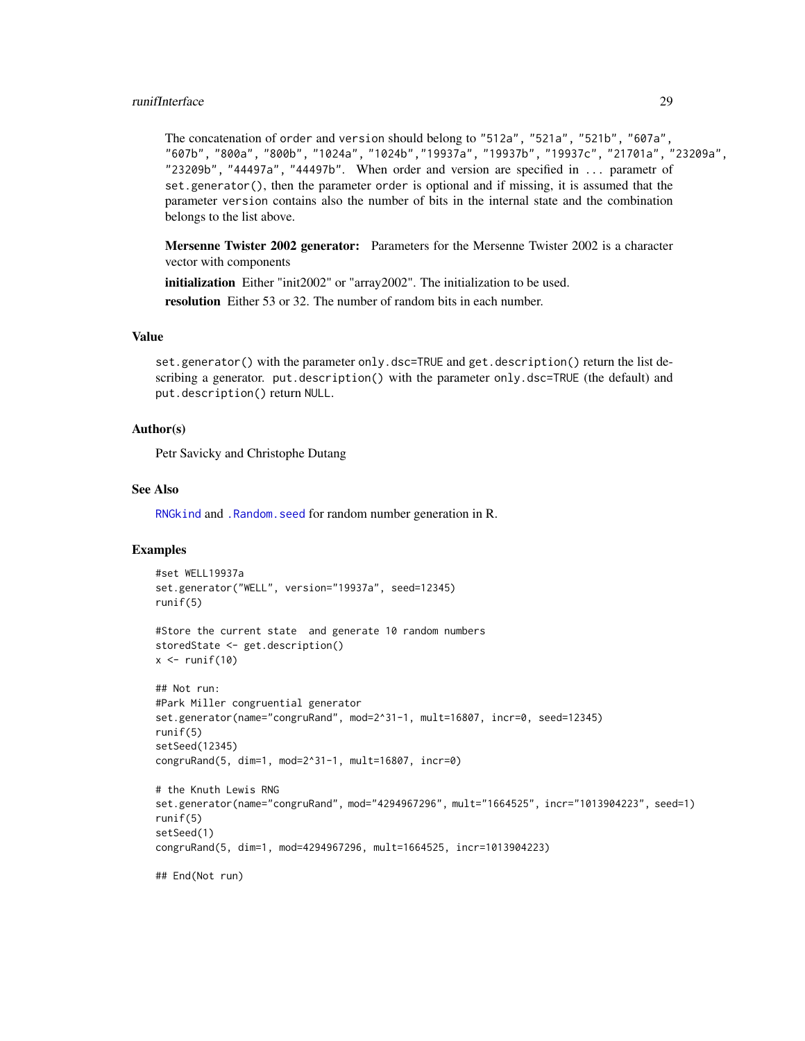The concatenation of order and version should belong to "512a", "521a", "521b", "607a", "607b", "800a", "800b", "1024a", "1024b","19937a", "19937b", "19937c", "21701a", "23209a", "23209b", "44497a", "44497b". When order and version are specified in ... parametr of set.generator(), then the parameter order is optional and if missing, it is assumed that the parameter version contains also the number of bits in the internal state and the combination belongs to the list above.

**Mersenne Twister 2002 generator:** Parameters for the Mersenne Twister 2002 is a character vector with components

**initialization** Either "init2002" or "array2002". The initialization to be used.

**resolution** Either 53 or 32. The number of random bits in each number.

## Value

set.generator() with the parameter only.dsc=TRUE and get.description() return the list describing a generator. put.description() with the parameter only.dsc=TRUE (the default) and put.description() return NULL.

## Author(s)

Petr Savicky and Christophe Dutang

## See Also

RNGkind and .Random.seed for random number generation in R.

## Examples

```
#set WELL19937a
set.generator("WELL", version="19937a", seed=12345)
runif(5)

#Store the current state  and generate 10 random numbers
storedState <- get.description()
x <- runif(10)

## Not run:
#Park Miller congruential generator
set.generator(name="congruRand", mod=2^31-1, mult=16807, incr=0, seed=12345)
runif(5)
setSeed(12345)
congruRand(5, dim=1, mod=2^31-1, mult=16807, incr=0)

# the Knuth Lewis RNG
set.generator(name="congruRand", mod="4294967296", mult="1664525", incr="1013904223", seed=1)
runif(5)
setSeed(1)
congruRand(5, dim=1, mod=4294967296, mult=1664525, incr=1013904223)

## End(Not run)
```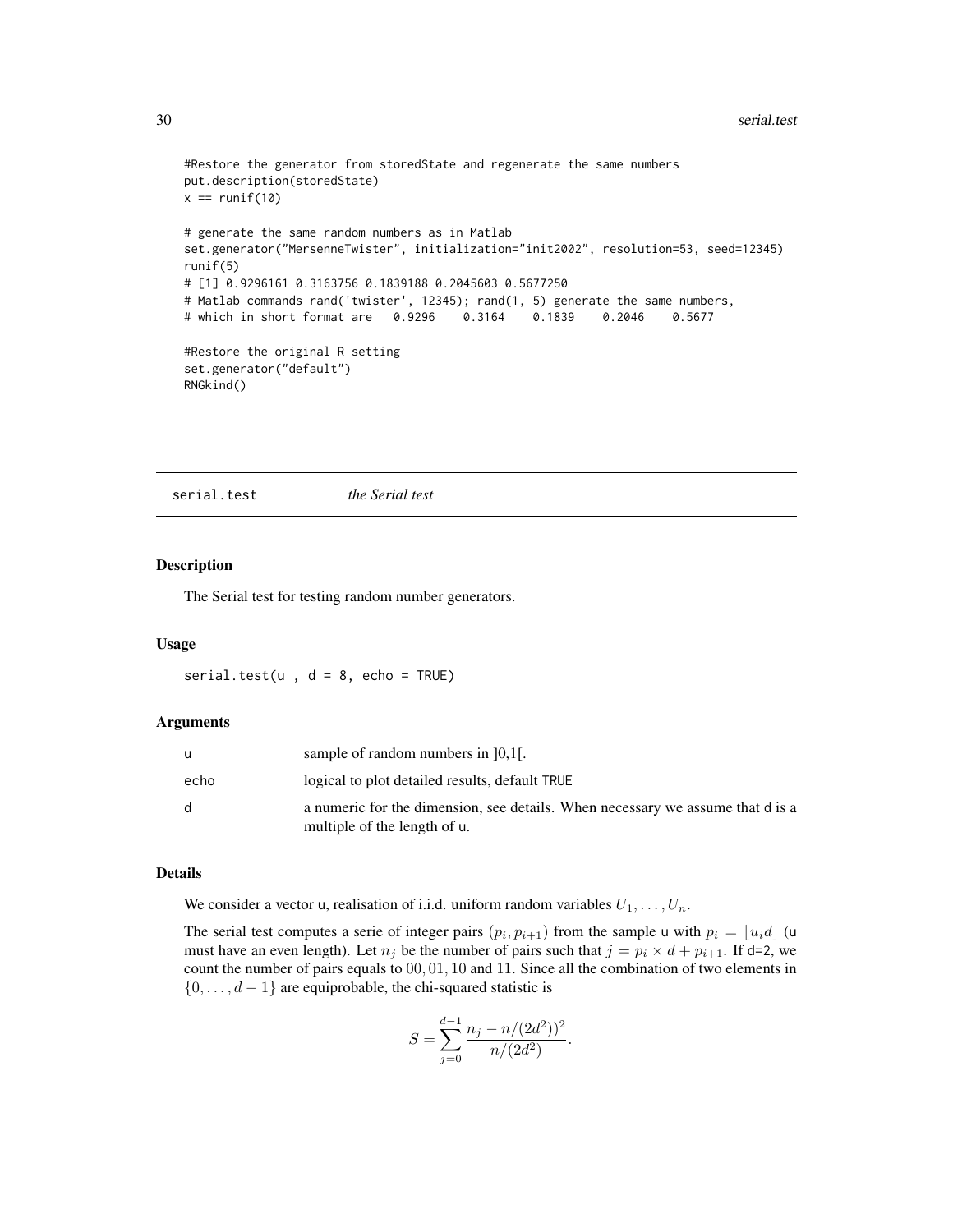```
#Restore the generator from storedState and regenerate the same numbers
put.description(storedState)
x == runif(10)

# generate the same random numbers as in Matlab
set.generator("MersenneTwister", initialization="init2002", resolution=53, seed=12345)
runif(5)
# [1] 0.9296161 0.3163756 0.1839188 0.2045603 0.5677250
# Matlab commands rand('twister', 12345); rand(1, 5) generate the same numbers,
# which in short format are   0.9296    0.3164    0.1839    0.2046    0.5677

#Restore the original R setting
set.generator("default")
RNGkind()
```

---

serial.test *the Serial test*

---

### Description

The Serial test for testing random number generators.

### Usage

```
serial.test(u , d = 8, echo = TRUE)
```

### Arguments

| | |
|---|---|
| u | sample of random numbers in ]0,1[. |
| echo | logical to plot detailed results, default TRUE |
| d | a numeric for the dimension, see details. When necessary we assume that d is a multiple of the length of u. |

### Details

We consider a vector u, realisation of i.i.d. uniform random variables $U_1, \dots, U_n$.

The serial test computes a serie of integer pairs $(p_i, p_{i+1})$ from the sample u with $p_i = \lfloor u_i d \rfloor$ (u must have an even length). Let $n_j$ be the number of pairs such that $j = p_i \times d + p_{i+1}$. If d=2, we count the number of pairs equals to $00, 01, 10$ and $11$. Since all the combination of two elements in $\{0, \dots, d-1\}$ are equiprobable, the chi-squared statistic is

$$S = \sum_{j=0}^{d-1} \frac{n_j - n/(2d^2))^2}{n/(2d^2)}.$$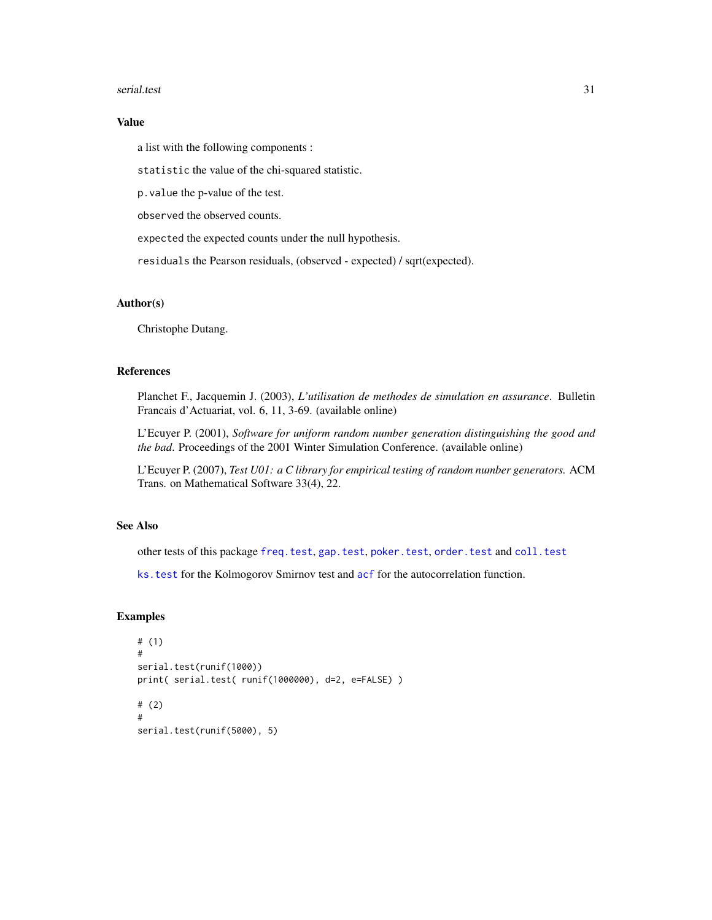## Value

a list with the following components :

`statistic` the value of the chi-squared statistic.

`p.value` the p-value of the test.

`observed` the observed counts.

`expected` the expected counts under the null hypothesis.

`residuals` the Pearson residuals, (observed - expected) / sqrt(expected).

## Author(s)

Christophe Dutang.

## References

Planchet F., Jacquemin J. (2003), *L'utilisation de methodes de simulation en assurance*. Bulletin Francais d'Actuariat, vol. 6, 11, 3-69. (available online)

L'Ecuyer P. (2001), *Software for uniform random number generation distinguishing the good and the bad*. Proceedings of the 2001 Winter Simulation Conference. (available online)

L'Ecuyer P. (2007), *Test U01: a C library for empirical testing of random number generators.* ACM Trans. on Mathematical Software 33(4), 22.

## See Also

other tests of this package `freq.test`, `gap.test`, `poker.test`, `order.test` and `coll.test`

`ks.test` for the Kolmogorov Smirnov test and `acf` for the autocorrelation function.

## Examples

```
# (1)
#
serial.test(runif(1000))
print( serial.test( runif(1000000), d=2, e=FALSE) )

# (2)
#
serial.test(runif(5000), 5)
```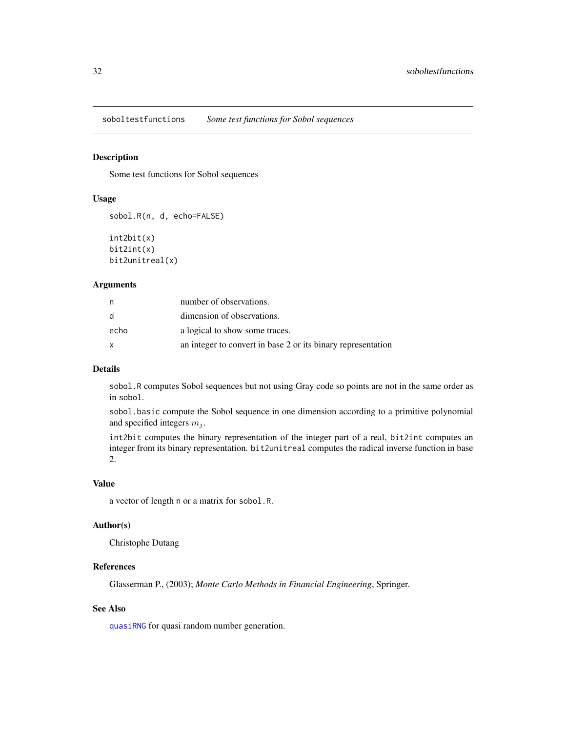`soboltestfunctions` *Some test functions for Sobol sequences*

## Description

Some test functions for Sobol sequences

## Usage

```
sobol.R(n, d, echo=FALSE)

int2bit(x)
bit2int(x)
bit2unitreal(x)
```

## Arguments

| | |
|---|---|
| `n` | number of observations. |
| `d` | dimension of observations. |
| `echo` | a logical to show some traces. |
| `x` | an integer to convert in base 2 or its binary representation |

## Details

`sobol.R` computes Sobol sequences but not using Gray code so points are not in the same order as in `sobol`.

`sobol.basic` compute the Sobol sequence in one dimension according to a primitive polynomial and specified integers $m_j$.

`int2bit` computes the binary representation of the integer part of a real, `bit2int` computes an integer from its binary representation. `bit2unitreal` computes the radical inverse function in base 2.

## Value

a vector of length `n` or a matrix for `sobol.R`.

## Author(s)

Christophe Dutang

## References

Glasserman P., (2003); *Monte Carlo Methods in Financial Engineering*, Springer.

## See Also

`quasiRNG` for quasi random number generation.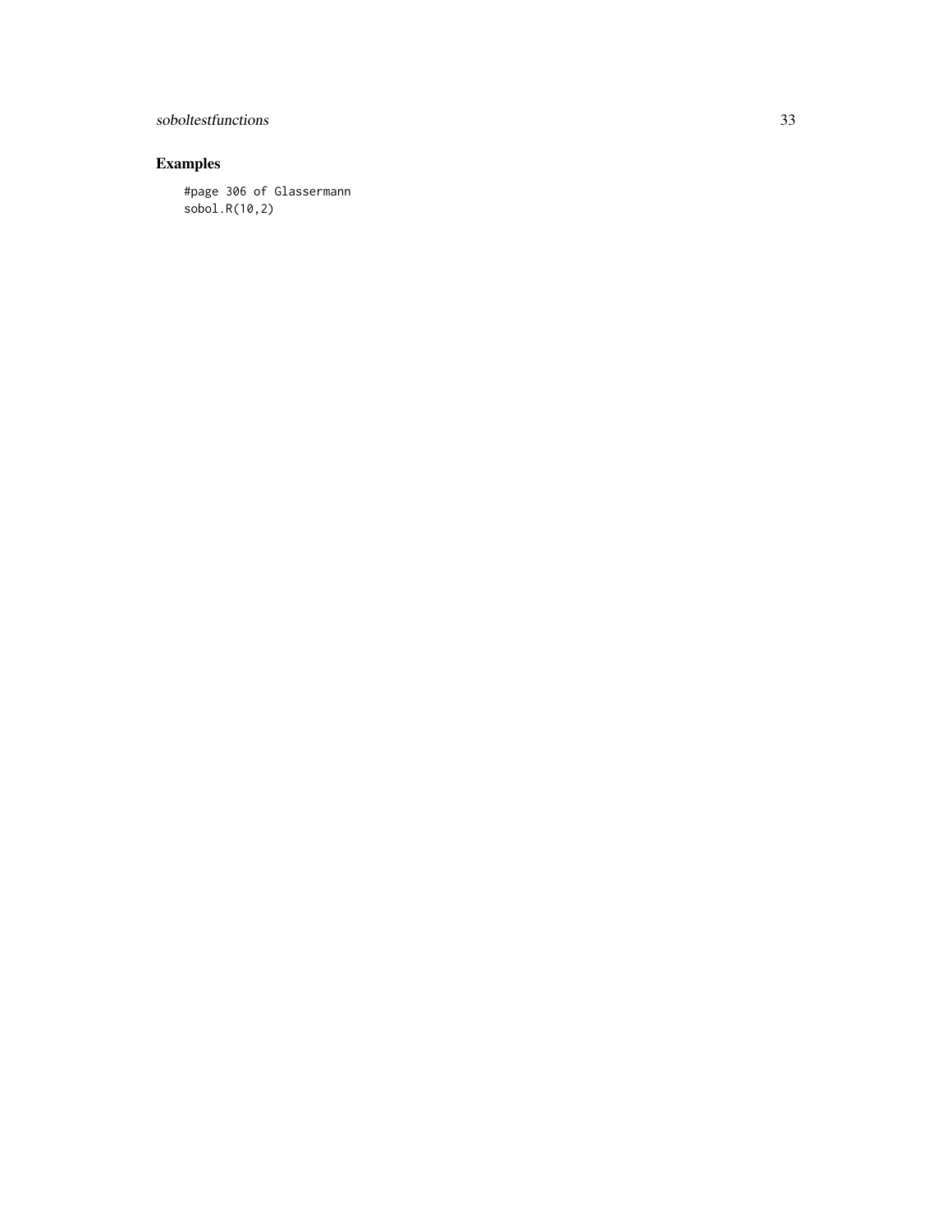## Examples

```
#page 306 of Glassermann
sobol.R(10,2)
```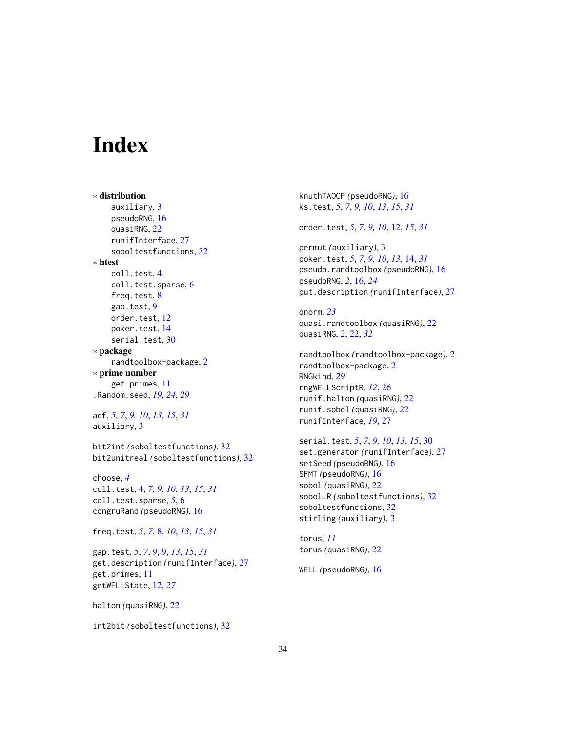# Index

∗ **distribution**
    auxiliary, 3
    pseudoRNG, 16
    quasiRNG, 22
    runifInterface, 27
    soboltestfunctions, 32
∗ **htest**
    coll.test, 4
    coll.test.sparse, 6
    freq.test, 8
    gap.test, 9
    order.test, 12
    poker.test, 14
    serial.test, 30
∗ **package**
    randtoolbox-package, 2
∗ **prime number**
    get.primes, 11
.Random.seed, *19*, *24*, *29*

acf, *5*, *7*, *9*, *10*, *13*, *15*, *31*
auxiliary, 3

bit2int *(soboltestfunctions)*, 32
bit2unitreal *(soboltestfunctions)*, 32

choose, *4*
coll.test, 4, *7*, *9*, *10*, *13*, *15*, *31*
coll.test.sparse, *5*, 6
congruRand *(pseudoRNG)*, 16

freq.test, *5*, *7*, 8, *10*, *13*, *15*, *31*

gap.test, *5*, *7*, *9*, 9, *13*, *15*, *31*
get.description *(runifInterface)*, 27
get.primes, 11
getWELLState, 12, *27*

halton *(quasiRNG)*, 22

int2bit *(soboltestfunctions)*, 32

knuthTAOCP *(pseudoRNG)*, 16
ks.test, *5*, *7*, *9*, *10*, *13*, *15*, *31*

order.test, *5*, *7*, *9*, *10*, 12, *15*, *31*

permut *(auxiliary)*, 3
poker.test, *5*, *7*, *9*, *10*, *13*, 14, *31*
pseudo.randtoolbox *(pseudoRNG)*, 16
pseudoRNG, *2*, 16, *24*
put.description *(runifInterface)*, 27

qnorm, *23*
quasi.randtoolbox *(quasiRNG)*, 22
quasiRNG, *2*, 22, *32*

randtoolbox *(randtoolbox-package)*, 2
randtoolbox-package, 2
RNGkind, *29*
rngWELLScriptR, *12*, 26
runif.halton *(quasiRNG)*, 22
runif.sobol *(quasiRNG)*, 22
runifInterface, *19*, 27

serial.test, *5*, *7*, *9*, *10*, *13*, *15*, 30
set.generator *(runifInterface)*, 27
setSeed *(pseudoRNG)*, 16
SFMT *(pseudoRNG)*, 16
sobol *(quasiRNG)*, 22
sobol.R *(soboltestfunctions)*, 32
soboltestfunctions, 32
stirling *(auxiliary)*, 3

torus, *11*
torus *(quasiRNG)*, 22

WELL *(pseudoRNG)*, 16